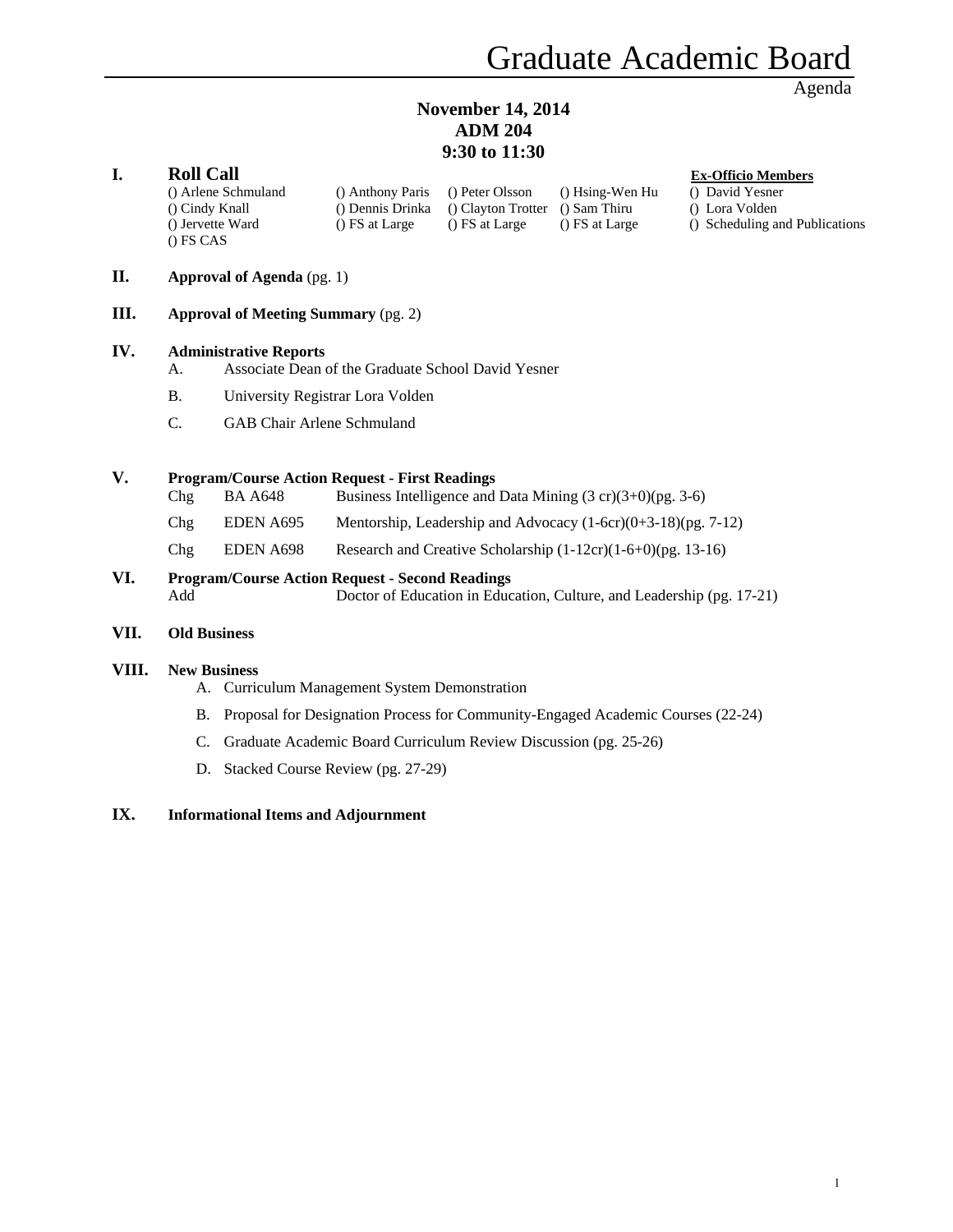# Graduate Academic Board

Agenda

**November 14, 2014**
**ADM 204**
**9:30 to 11:30**

## I. Roll Call

| | | | | Ex-Officio Members |
|---|---|---|---|---|
| () Arlene Schmuland | () Anthony Paris | () Peter Olsson | () Hsing-Wen Hu | () David Yesner |
| () Cindy Knall | () Dennis Drinka | () Clayton Trotter | () Sam Thiru | () Lora Volden |
| () Jervette Ward | () FS at Large | () FS at Large | () FS at Large | () Scheduling and Publications |
| () FS CAS | | | | |

## II. Approval of Agenda (pg. 1)

## III. Approval of Meeting Summary (pg. 2)

## IV. Administrative Reports

A. Associate Dean of the Graduate School David Yesner

B. University Registrar Lora Volden

C. GAB Chair Arlene Schmuland

## V. Program/Course Action Request - First Readings

| | | |
|---|---|---|
| Chg | BA A648 | Business Intelligence and Data Mining (3 cr)(3+0)(pg. 3-6) |
| Chg | EDEN A695 | Mentorship, Leadership and Advocacy (1-6cr)(0+3-18)(pg. 7-12) |
| Chg | EDEN A698 | Research and Creative Scholarship (1-12cr)(1-6+0)(pg. 13-16) |

## VI. Program/Course Action Request - Second Readings

Add — Doctor of Education in Education, Culture, and Leadership (pg. 17-21)

## VII. Old Business

## VIII. New Business

A. Curriculum Management System Demonstration

B. Proposal for Designation Process for Community-Engaged Academic Courses (22-24)

C. Graduate Academic Board Curriculum Review Discussion (pg. 25-26)

D. Stacked Course Review (pg. 27-29)

## IX. Informational Items and Adjournment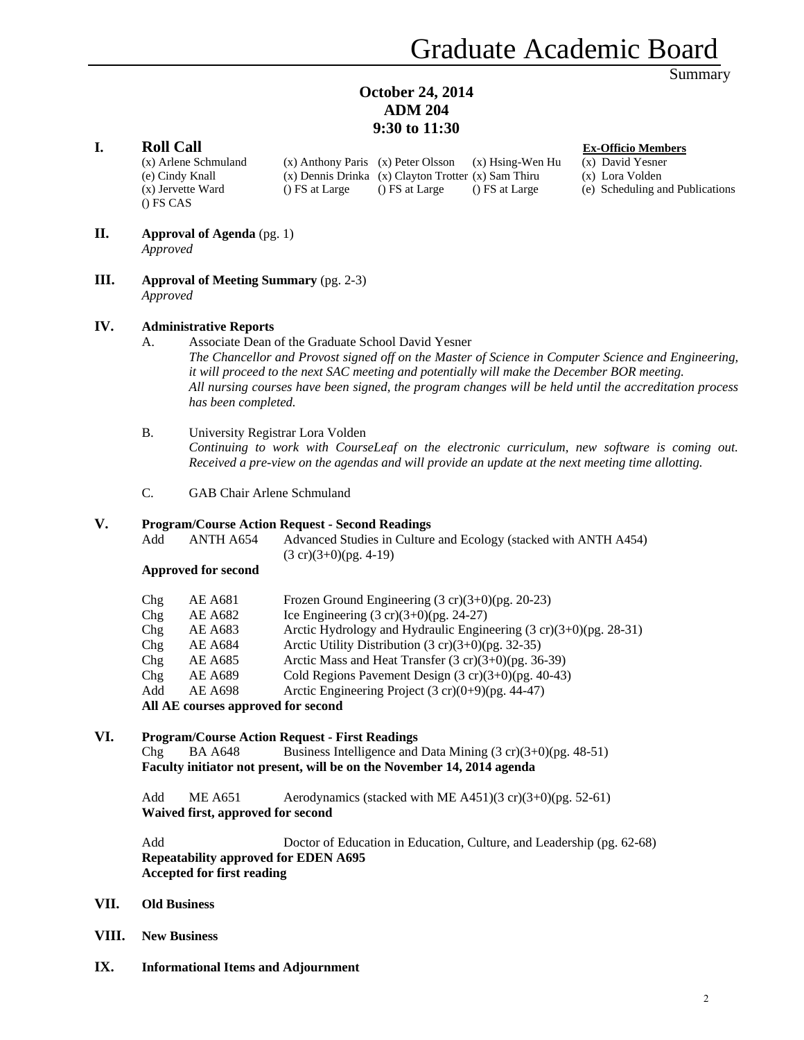# Graduate Academic Board

Summary

**October 24, 2014**
**ADM 204**
**9:30 to 11:30**

## I. Roll Call

| | | | | Ex-Officio Members |
|---|---|---|---|---|
| (x) Arlene Schmuland | (x) Anthony Paris | (x) Peter Olsson | (x) Hsing-Wen Hu | (x) David Yesner |
| (e) Cindy Knall | (x) Dennis Drinka | (x) Clayton Trotter | (x) Sam Thiru | (x) Lora Volden |
| (x) Jervette Ward | () FS at Large | () FS at Large | () FS at Large | (e) Scheduling and Publications |
| () FS CAS | | | | |

## II. Approval of Agenda (pg. 1)

*Approved*

## III. Approval of Meeting Summary (pg. 2-3)

*Approved*

## IV. Administrative Reports

A. Associate Dean of the Graduate School David Yesner

*The Chancellor and Provost signed off on the Master of Science in Computer Science and Engineering, it will proceed to the next SAC meeting and potentially will make the December BOR meeting.*
*All nursing courses have been signed, the program changes will be held until the accreditation process has been completed.*

B. University Registrar Lora Volden

*Continuing to work with CourseLeaf on the electronic curriculum, new software is coming out. Received a pre-view on the agendas and will provide an update at the next meeting time allotting.*

C. GAB Chair Arlene Schmuland

## V. Program/Course Action Request - Second Readings

Add ANTH A654 Advanced Studies in Culture and Ecology (stacked with ANTH A454) (3 cr)(3+0)(pg. 4-19)

**Approved for second**

| | | |
|---|---|---|
| Chg | AE A681 | Frozen Ground Engineering (3 cr)(3+0)(pg. 20-23) |
| Chg | AE A682 | Ice Engineering (3 cr)(3+0)(pg. 24-27) |
| Chg | AE A683 | Arctic Hydrology and Hydraulic Engineering (3 cr)(3+0)(pg. 28-31) |
| Chg | AE A684 | Arctic Utility Distribution (3 cr)(3+0)(pg. 32-35) |
| Chg | AE A685 | Arctic Mass and Heat Transfer (3 cr)(3+0)(pg. 36-39) |
| Chg | AE A689 | Cold Regions Pavement Design (3 cr)(3+0)(pg. 40-43) |
| Add | AE A698 | Arctic Engineering Project (3 cr)(0+9)(pg. 44-47) |

**All AE courses approved for second**

## VI. Program/Course Action Request - First Readings

Chg BA A648 Business Intelligence and Data Mining (3 cr)(3+0)(pg. 48-51)

**Faculty initiator not present, will be on the November 14, 2014 agenda**

Add ME A651 Aerodynamics (stacked with ME A451)(3 cr)(3+0)(pg. 52-61)

**Waived first, approved for second**

Add Doctor of Education in Education, Culture, and Leadership (pg. 62-68)

**Repeatability approved for EDEN A695**

**Accepted for first reading**

## VII. Old Business

## VIII. New Business

## IX. Informational Items and Adjournment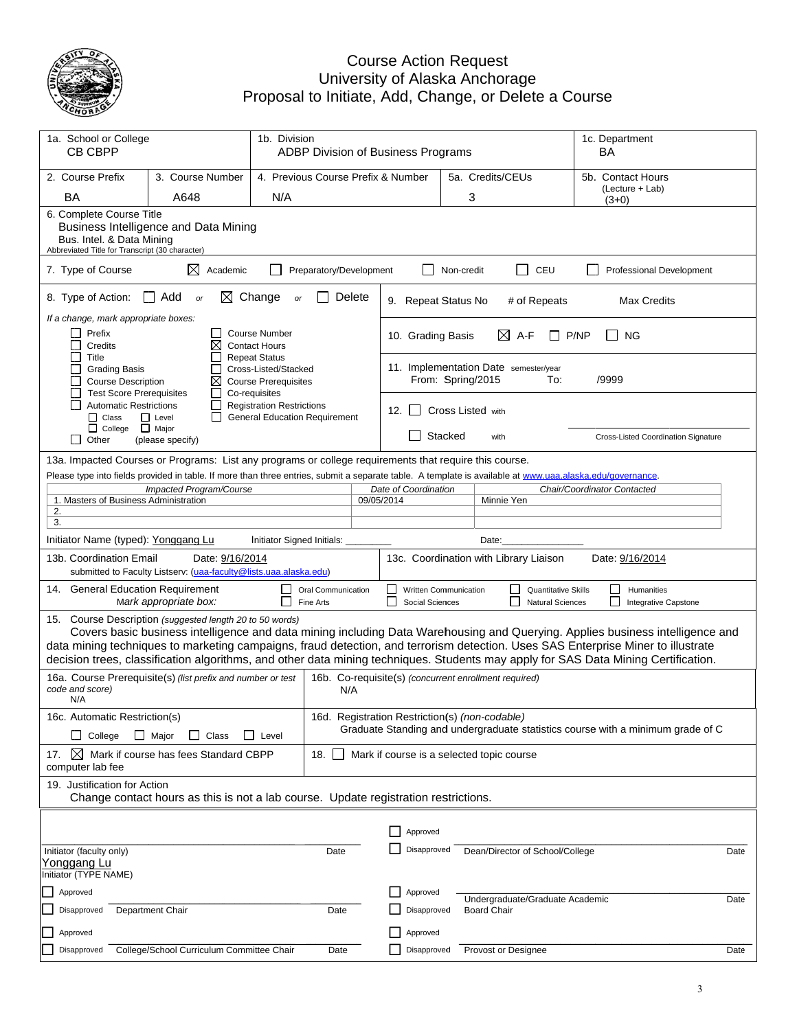# Course Action Request
## University of Alaska Anchorage
## Proposal to Initiate, Add, Change, or Delete a Course

| 1a. School or College | 1b. Division | 1c. Department |
|---|---|---|
| CB CBPP | ADBP Division of Business Programs | BA |

| 2. Course Prefix | 3. Course Number | 4. Previous Course Prefix & Number | 5a. Credits/CEUs | 5b. Contact Hours (Lecture + Lab) |
|---|---|---|---|---|
| BA | A648 | N/A | 3 | (3+0) |

**6. Complete Course Title**
Business Intelligence and Data Mining
Bus. Intel. & Data Mining
Abbreviated Title for Transcript (30 character)

**7. Type of Course** ☒ Academic ☐ Preparatory/Development ☐ Non-credit ☐ CEU ☐ Professional Development

**8. Type of Action:** ☐ Add *or* ☒ Change *or* ☐ Delete

*If a change, mark appropriate boxes:*

- ☐ Prefix
- ☐ Credits
- ☐ Title
- ☐ Grading Basis
- ☐ Course Description
- ☐ Test Score Prerequisites
- ☐ Automatic Restrictions
  - ☐ Class ☐ Level
  - ☐ College ☐ Major
- ☐ Other (please specify)
- ☐ Course Number
- ☒ Contact Hours
- ☐ Repeat Status
- ☐ Cross-Listed/Stacked
- ☒ Course Prerequisites
- ☐ Co-requisites
- ☐ Registration Restrictions
- ☐ General Education Requirement

**9. Repeat Status** No # of Repeats Max Credits

**10. Grading Basis** ☒ A-F ☐ P/NP ☐ NG

**11. Implementation Date** semester/year
From: Spring/2015 To: /9999

**12.** ☐ Cross Listed with
☐ Stacked with
Cross-Listed Coordination Signature

**13a. Impacted Courses or Programs:** List any programs or college requirements that require this course.
Please type into fields provided in table. If more than three entries, submit a separate table. A template is available at www.uaa.alaska.edu/governance.

| Impacted Program/Course | Date of Coordination | Chair/Coordinator Contacted |
|---|---|---|
| 1. Masters of Business Administration | 09/05/2014 | Minnie Yen |
| 2. | | |
| 3. | | |

Initiator Name (typed): Yonggang Lu Initiator Signed Initials: ________ Date:______________

**13b. Coordination Email** Date: 9/16/2014
submitted to Faculty Listserv: (uaa-faculty@lists.uaa.alaska.edu)

**13c. Coordination with Library Liaison** Date: 9/16/2014

**14. General Education Requirement** *Mark appropriate box:*
☐ Oral Communication ☐ Written Communication ☐ Quantitative Skills ☐ Humanities
☐ Fine Arts ☐ Social Sciences ☐ Natural Sciences ☐ Integrative Capstone

**15. Course Description** *(suggested length 20 to 50 words)*
Covers basic business intelligence and data mining including Data Warehousing and Querying. Applies business intelligence and data mining techniques to marketing campaigns, fraud detection, and terrorism detection. Uses SAS Enterprise Miner to illustrate decision trees, classification algorithms, and other data mining techniques. Students may apply for SAS Data Mining Certification.

**16a. Course Prerequisite(s)** *(list prefix and number or test code and score)*
N/A

**16b. Co-requisite(s)** *(concurrent enrollment required)*
N/A

**16c. Automatic Restriction(s)**
☐ College ☐ Major ☐ Class ☐ Level

**16d. Registration Restriction(s)** *(non-codable)*
Graduate Standing and undergraduate statistics course with a minimum grade of C

**17.** ☒ Mark if course has fees Standard CBPP computer lab fee

**18.** ☐ Mark if course is a selected topic course

**19. Justification for Action**
Change contact hours as this is not a lab course. Update registration restrictions.

| | | | |
|---|---|---|---|
| Initiator (faculty only) | Date | ☐ Approved ☐ Disapproved Dean/Director of School/College | Date |
| Yonggang Lu — Initiator (TYPE NAME) | | | |
| ☐ Approved ☐ Disapproved Department Chair | Date | ☐ Approved ☐ Disapproved Undergraduate/Graduate Academic Board Chair | Date |
| ☐ Approved ☐ Disapproved College/School Curriculum Committee Chair | Date | ☐ Approved ☐ Disapproved Provost or Designee | Date |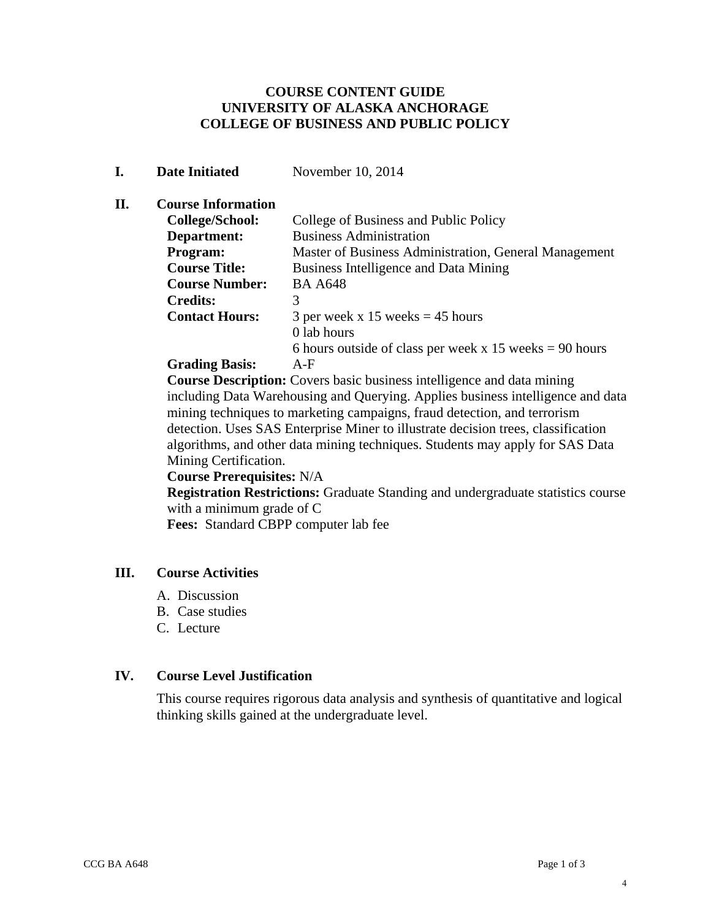# COURSE CONTENT GUIDE
# UNIVERSITY OF ALASKA ANCHORAGE
# COLLEGE OF BUSINESS AND PUBLIC POLICY

**I. Date Initiated** November 10, 2014

**II. Course Information**

**College/School:** College of Business and Public Policy
**Department:** Business Administration
**Program:** Master of Business Administration, General Management
**Course Title:** Business Intelligence and Data Mining
**Course Number:** BA A648
**Credits:** 3
**Contact Hours:** 3 per week x 15 weeks = 45 hours
0 lab hours
6 hours outside of class per week x 15 weeks = 90 hours
**Grading Basis:** A-F

**Course Description:** Covers basic business intelligence and data mining including Data Warehousing and Querying. Applies business intelligence and data mining techniques to marketing campaigns, fraud detection, and terrorism detection. Uses SAS Enterprise Miner to illustrate decision trees, classification algorithms, and other data mining techniques. Students may apply for SAS Data Mining Certification.

**Course Prerequisites:** N/A

**Registration Restrictions:** Graduate Standing and undergraduate statistics course with a minimum grade of C

**Fees:** Standard CBPP computer lab fee

**III. Course Activities**

A. Discussion
B. Case studies
C. Lecture

**IV. Course Level Justification**

This course requires rigorous data analysis and synthesis of quantitative and logical thinking skills gained at the undergraduate level.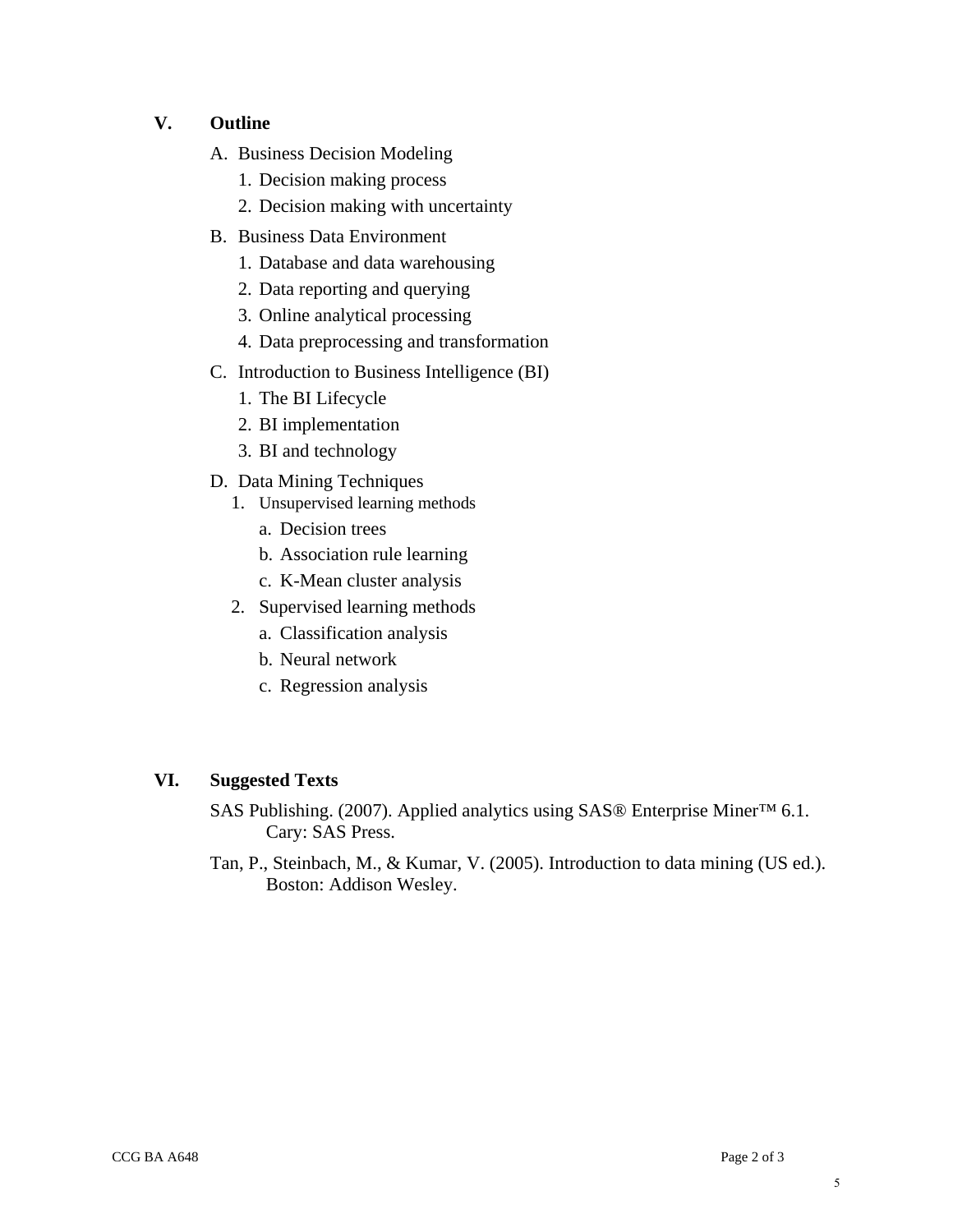## V. Outline

A. Business Decision Modeling
   1. Decision making process
   2. Decision making with uncertainty

B. Business Data Environment
   1. Database and data warehousing
   2. Data reporting and querying
   3. Online analytical processing
   4. Data preprocessing and transformation

C. Introduction to Business Intelligence (BI)
   1. The BI Lifecycle
   2. BI implementation
   3. BI and technology

D. Data Mining Techniques
   1. Unsupervised learning methods
      a. Decision trees
      b. Association rule learning
      c. K-Mean cluster analysis
   2. Supervised learning methods
      a. Classification analysis
      b. Neural network
      c. Regression analysis

## VI. Suggested Texts

SAS Publishing. (2007). Applied analytics using SAS® Enterprise Miner™ 6.1. Cary: SAS Press.

Tan, P., Steinbach, M., & Kumar, V. (2005). Introduction to data mining (US ed.). Boston: Addison Wesley.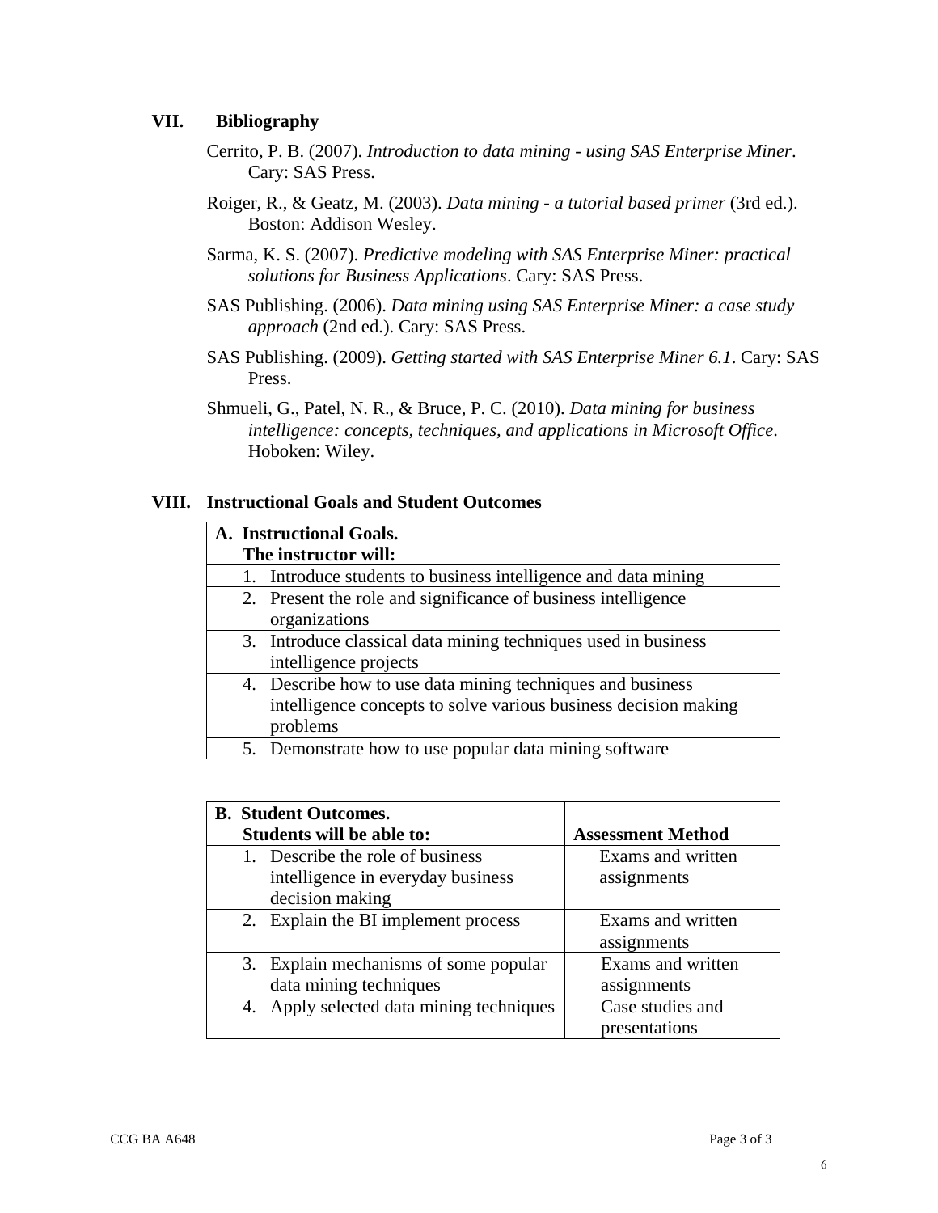## VII. Bibliography

Cerrito, P. B. (2007). *Introduction to data mining - using SAS Enterprise Miner*. Cary: SAS Press.

Roiger, R., & Geatz, M. (2003). *Data mining - a tutorial based primer* (3rd ed.). Boston: Addison Wesley.

Sarma, K. S. (2007). *Predictive modeling with SAS Enterprise Miner: practical solutions for Business Applications*. Cary: SAS Press.

SAS Publishing. (2006). *Data mining using SAS Enterprise Miner: a case study approach* (2nd ed.). Cary: SAS Press.

SAS Publishing. (2009). *Getting started with SAS Enterprise Miner 6.1*. Cary: SAS Press.

Shmueli, G., Patel, N. R., & Bruce, P. C. (2010). *Data mining for business intelligence: concepts, techniques, and applications in Microsoft Office*. Hoboken: Wiley.

## VIII. Instructional Goals and Student Outcomes

| **A. Instructional Goals. The instructor will:** |
|---|
| 1. Introduce students to business intelligence and data mining |
| 2. Present the role and significance of business intelligence organizations |
| 3. Introduce classical data mining techniques used in business intelligence projects |
| 4. Describe how to use data mining techniques and business intelligence concepts to solve various business decision making problems |
| 5. Demonstrate how to use popular data mining software |

| **B. Student Outcomes. Students will be able to:** | **Assessment Method** |
|---|---|
| 1. Describe the role of business intelligence in everyday business decision making | Exams and written assignments |
| 2. Explain the BI implement process | Exams and written assignments |
| 3. Explain mechanisms of some popular data mining techniques | Exams and written assignments |
| 4. Apply selected data mining techniques | Case studies and presentations |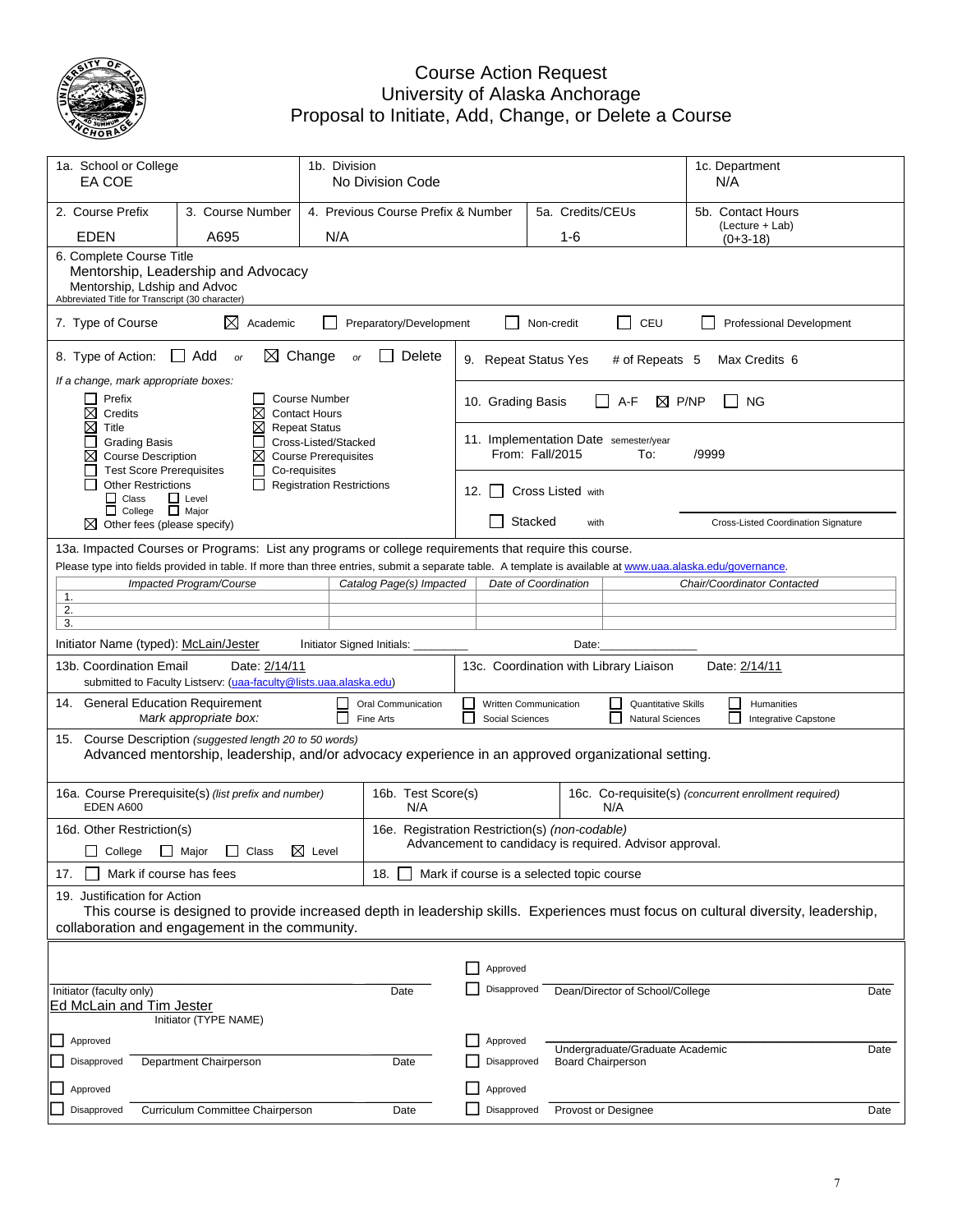# Course Action Request
## University of Alaska Anchorage
## Proposal to Initiate, Add, Change, or Delete a Course

| 1a. School or College | 1b. Division | 1c. Department |
|---|---|---|
| EA COE | No Division Code | N/A |

| 2. Course Prefix | 3. Course Number | 4. Previous Course Prefix & Number | 5a. Credits/CEUs | 5b. Contact Hours (Lecture + Lab) |
|---|---|---|---|---|
| EDEN | A695 | N/A | 1-6 | (0+3-18) |

**6. Complete Course Title**
Mentorship, Leadership and Advocacy
Mentorship, Ldship and Advoc
Abbreviated Title for Transcript (30 character)

**7. Type of Course** ☒ Academic ☐ Preparatory/Development ☐ Non-credit ☐ CEU ☐ Professional Development

**8. Type of Action:** ☐ Add *or* ☒ Change *or* ☐ Delete

*If a change, mark appropriate boxes:*

- ☐ Prefix
- ☒ Credits
- ☒ Title
- ☐ Grading Basis
- ☒ Course Description
- ☐ Test Score Prerequisites
- ☐ Other Restrictions
  - ☐ Class ☐ Level
  - ☐ College ☐ Major
- ☒ Other fees (please specify)
- ☐ Course Number
- ☒ Contact Hours
- ☒ Repeat Status
- ☐ Cross-Listed/Stacked
- ☒ Course Prerequisites
- ☐ Co-requisites
- ☐ Registration Restrictions

**9. Repeat Status** Yes # of Repeats 5 Max Credits 6

**10. Grading Basis** ☐ A-F ☒ P/NP ☐ NG

**11. Implementation Date** semester/year
From: Fall/2015 To: /9999

**12.** ☐ Cross Listed with
☐ Stacked with
Cross-Listed Coordination Signature

**13a. Impacted Courses or Programs:** List any programs or college requirements that require this course.
Please type into fields provided in table. If more than three entries, submit a separate table. A template is available at www.uaa.alaska.edu/governance.

| | *Impacted Program/Course* | *Catalog Page(s) Impacted* | *Date of Coordination* | *Chair/Coordinator Contacted* |
|---|---|---|---|---|
| 1. | | | | |
| 2. | | | | |
| 3. | | | | |

Initiator Name (typed): McLain/Jester Initiator Signed Initials: ________ Date:______________

**13b. Coordination Email** Date: 2/14/11
submitted to Faculty Listserv: (uaa-faculty@lists.uaa.alaska.edu)

**13c. Coordination with Library Liaison** Date: 2/14/11

**14. General Education Requirement**
*Mark appropriate box:*
☐ Oral Communication ☐ Written Communication ☐ Quantitative Skills ☐ Humanities
☐ Fine Arts ☐ Social Sciences ☐ Natural Sciences ☐ Integrative Capstone

**15. Course Description** *(suggested length 20 to 50 words)*
Advanced mentorship, leadership, and/or advocacy experience in an approved organizational setting.

**16a. Course Prerequisite(s)** *(list prefix and number)*
EDEN A600

**16b. Test Score(s)**
N/A

**16c. Co-requisite(s)** *(concurrent enrollment required)*
N/A

**16d. Other Restriction(s)**
☐ College ☐ Major ☐ Class ☒ Level

**16e. Registration Restriction(s)** *(non-codable)*
Advancement to candidacy is required. Advisor approval.

**17.** ☐ Mark if course has fees

**18.** ☐ Mark if course is a selected topic course

**19. Justification for Action**
This course is designed to provide increased depth in leadership skills. Experiences must focus on cultural diversity, leadership, collaboration and engagement in the community.

---

Initiator (faculty only) ________________ Date

Ed McLain and Tim Jester
Initiator (TYPE NAME)

☐ Approved
☐ Disapproved Department Chairperson ________________ Date

☐ Approved
☐ Disapproved Curriculum Committee Chairperson ________________ Date

☐ Approved
☐ Disapproved Dean/Director of School/College ________________ Date

☐ Approved
☐ Disapproved Undergraduate/Graduate Academic Board Chairperson ________________ Date

☐ Approved
☐ Disapproved Provost or Designee ________________ Date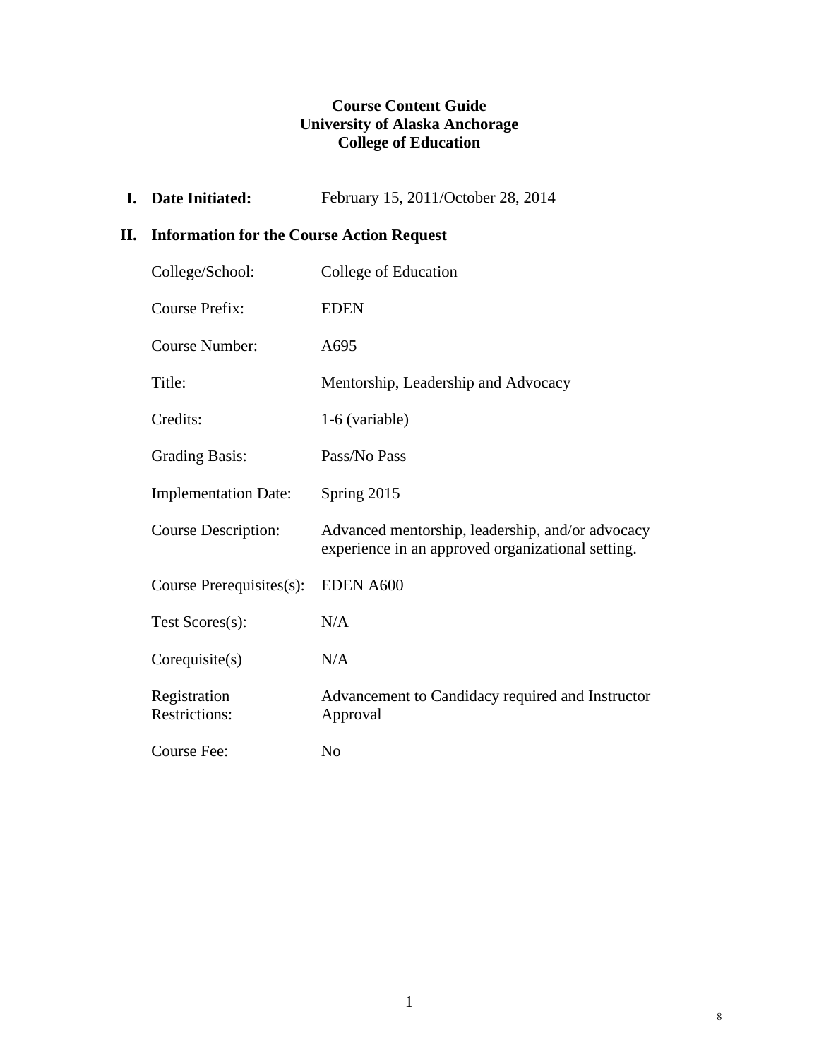**Course Content Guide**
**University of Alaska Anchorage**
**College of Education**

**I. Date Initiated:** February 15, 2011/October 28, 2014

**II. Information for the Course Action Request**

| | |
|---|---|
| College/School: | College of Education |
| Course Prefix: | EDEN |
| Course Number: | A695 |
| Title: | Mentorship, Leadership and Advocacy |
| Credits: | 1-6 (variable) |
| Grading Basis: | Pass/No Pass |
| Implementation Date: | Spring 2015 |
| Course Description: | Advanced mentorship, leadership, and/or advocacy experience in an approved organizational setting. |
| Course Prerequisites(s): | EDEN A600 |
| Test Scores(s): | N/A |
| Corequisite(s) | N/A |
| Registration Restrictions: | Advancement to Candidacy required and Instructor Approval |
| Course Fee: | No |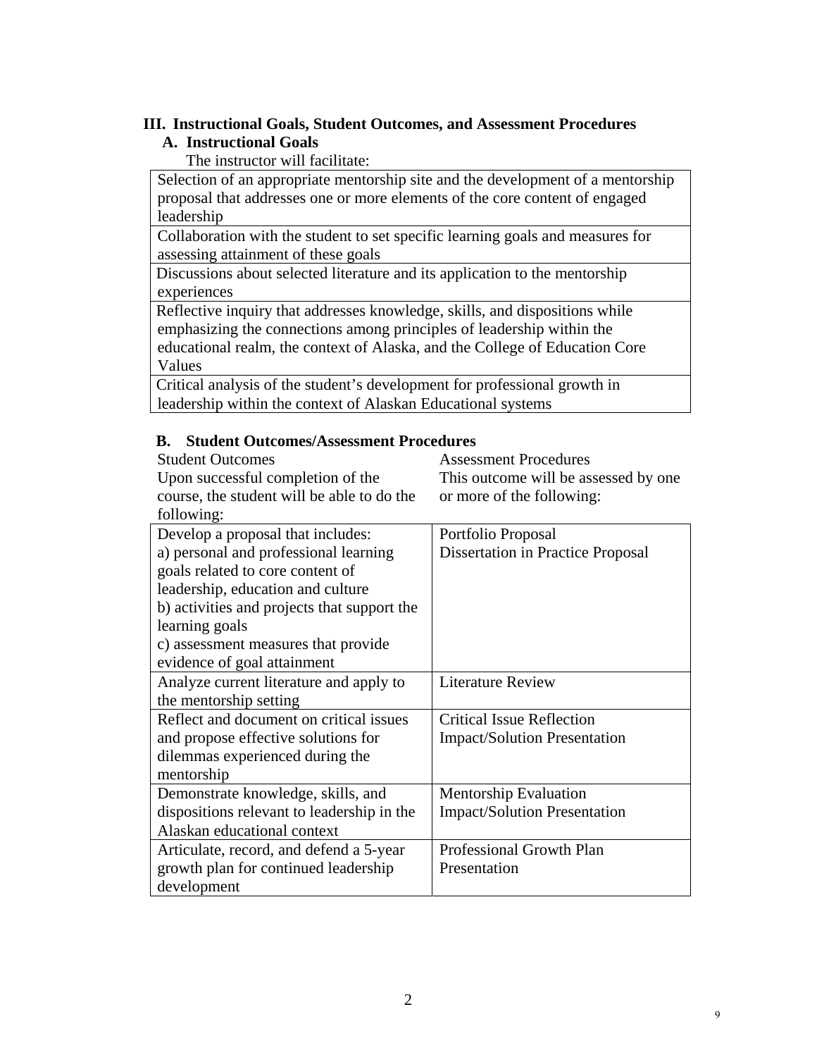## III. Instructional Goals, Student Outcomes, and Assessment Procedures

### A. Instructional Goals

The instructor will facilitate:

| |
|---|
| Selection of an appropriate mentorship site and the development of a mentorship proposal that addresses one or more elements of the core content of engaged leadership |
| Collaboration with the student to set specific learning goals and measures for assessing attainment of these goals |
| Discussions about selected literature and its application to the mentorship experiences |
| Reflective inquiry that addresses knowledge, skills, and dispositions while emphasizing the connections among principles of leadership within the educational realm, the context of Alaska, and the College of Education Core Values |
| Critical analysis of the student's development for professional growth in leadership within the context of Alaskan Educational systems |

### B. Student Outcomes/Assessment Procedures

| Student Outcomes<br>Upon successful completion of the course, the student will be able to do the following: | Assessment Procedures<br>This outcome will be assessed by one or more of the following: |
|---|---|
| Develop a proposal that includes:<br>a) personal and professional learning goals related to core content of leadership, education and culture<br>b) activities and projects that support the learning goals<br>c) assessment measures that provide evidence of goal attainment | Portfolio Proposal<br>Dissertation in Practice Proposal |
| Analyze current literature and apply to the mentorship setting | Literature Review |
| Reflect and document on critical issues and propose effective solutions for dilemmas experienced during the mentorship | Critical Issue Reflection<br>Impact/Solution Presentation |
| Demonstrate knowledge, skills, and dispositions relevant to leadership in the Alaskan educational context | Mentorship Evaluation<br>Impact/Solution Presentation |
| Articulate, record, and defend a 5-year growth plan for continued leadership development | Professional Growth Plan Presentation |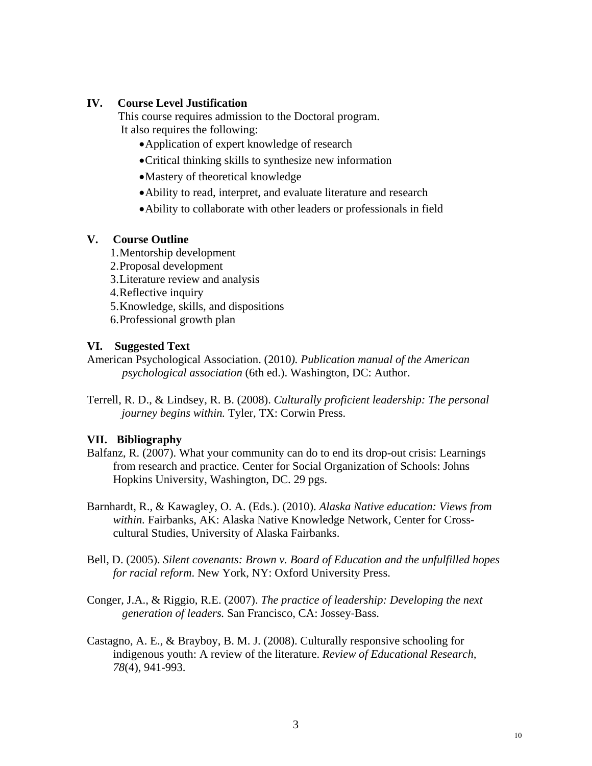## IV. Course Level Justification

This course requires admission to the Doctoral program.
It also requires the following:

- Application of expert knowledge of research
- Critical thinking skills to synthesize new information
- Mastery of theoretical knowledge
- Ability to read, interpret, and evaluate literature and research
- Ability to collaborate with other leaders or professionals in field

## V. Course Outline

1. Mentorship development
2. Proposal development
3. Literature review and analysis
4. Reflective inquiry
5. Knowledge, skills, and dispositions
6. Professional growth plan

## VI. Suggested Text

American Psychological Association. (2010*). Publication manual of the American psychological association* (6th ed.). Washington, DC: Author.

Terrell, R. D., & Lindsey, R. B. (2008). *Culturally proficient leadership: The personal journey begins within.* Tyler, TX: Corwin Press.

## VII. Bibliography

Balfanz, R. (2007). What your community can do to end its drop-out crisis: Learnings from research and practice. Center for Social Organization of Schools: Johns Hopkins University, Washington, DC. 29 pgs.

Barnhardt, R., & Kawagley, O. A. (Eds.). (2010). *Alaska Native education: Views from within.* Fairbanks, AK: Alaska Native Knowledge Network, Center for Cross-cultural Studies, University of Alaska Fairbanks.

Bell, D. (2005). *Silent covenants: Brown v. Board of Education and the unfulfilled hopes for racial reform*. New York, NY: Oxford University Press.

Conger, J.A., & Riggio, R.E. (2007). *The practice of leadership: Developing the next generation of leaders.* San Francisco, CA: Jossey-Bass.

Castagno, A. E., & Brayboy, B. M. J. (2008). Culturally responsive schooling for indigenous youth: A review of the literature. *Review of Educational Research, 78*(4), 941-993.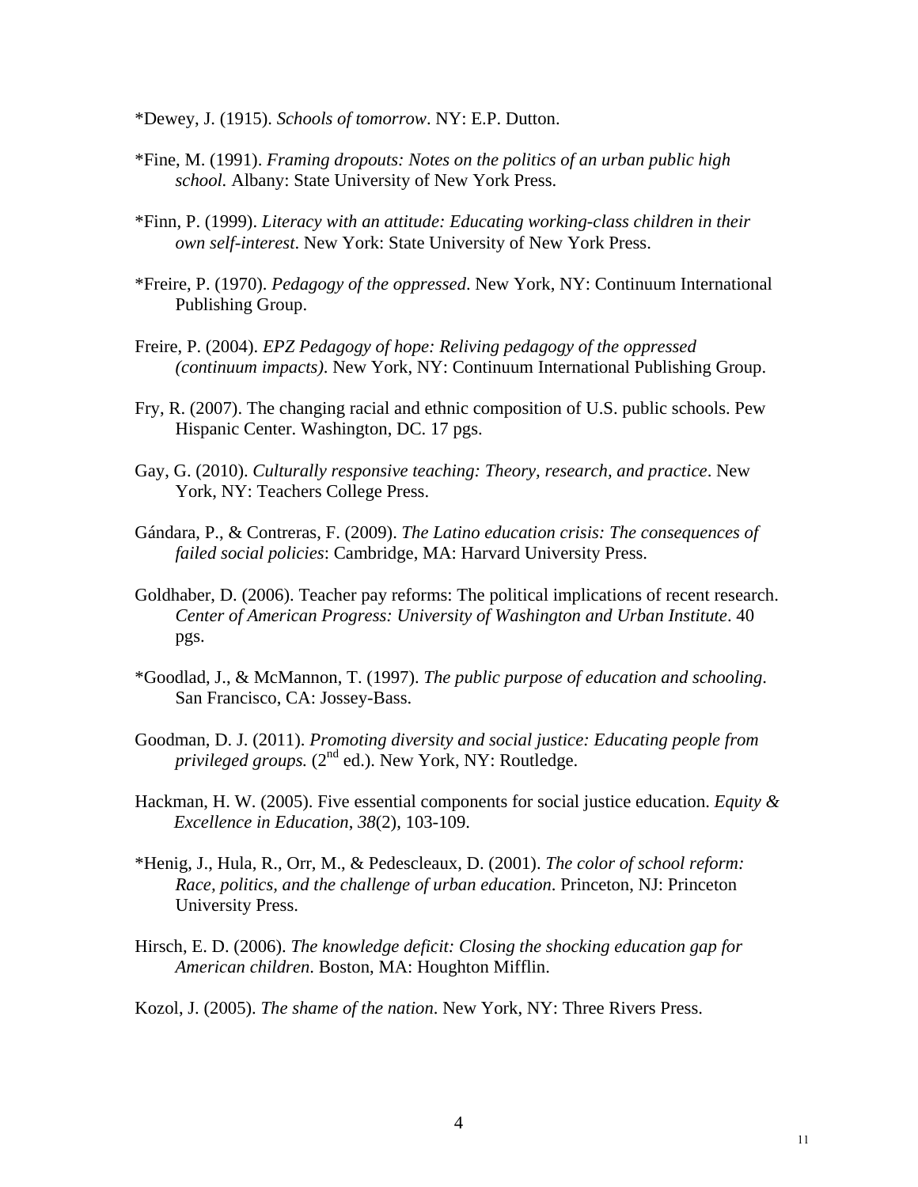*Dewey, J. (1915). *Schools of tomorrow*. NY: E.P. Dutton.

*Fine, M. (1991). *Framing dropouts: Notes on the politics of an urban public high school.* Albany: State University of New York Press.

*Finn, P. (1999). *Literacy with an attitude: Educating working-class children in their own self-interest*. New York: State University of New York Press.

*Freire, P. (1970). *Pedagogy of the oppressed*. New York, NY: Continuum International Publishing Group.

Freire, P. (2004). *EPZ Pedagogy of hope: Reliving pedagogy of the oppressed (continuum impacts)*. New York, NY: Continuum International Publishing Group.

Fry, R. (2007). The changing racial and ethnic composition of U.S. public schools. Pew Hispanic Center. Washington, DC. 17 pgs.

Gay, G. (2010). *Culturally responsive teaching: Theory, research, and practice*. New York, NY: Teachers College Press.

Gándara, P., & Contreras, F. (2009). *The Latino education crisis: The consequences of failed social policies*: Cambridge, MA: Harvard University Press.

Goldhaber, D. (2006). Teacher pay reforms: The political implications of recent research. *Center of American Progress: University of Washington and Urban Institute*. 40 pgs.

*Goodlad, J., & McMannon, T. (1997). *The public purpose of education and schooling*. San Francisco, CA: Jossey-Bass.

Goodman, D. J. (2011). *Promoting diversity and social justice: Educating people from privileged groups.* (2nd ed.). New York, NY: Routledge.

Hackman, H. W. (2005). Five essential components for social justice education. *Equity & Excellence in Education*, *38*(2), 103-109.

*Henig, J., Hula, R., Orr, M., & Pedescleaux, D. (2001). *The color of school reform: Race, politics, and the challenge of urban education*. Princeton, NJ: Princeton University Press.

Hirsch, E. D. (2006). *The knowledge deficit: Closing the shocking education gap for American children*. Boston, MA: Houghton Mifflin.

Kozol, J. (2005). *The shame of the nation*. New York, NY: Three Rivers Press.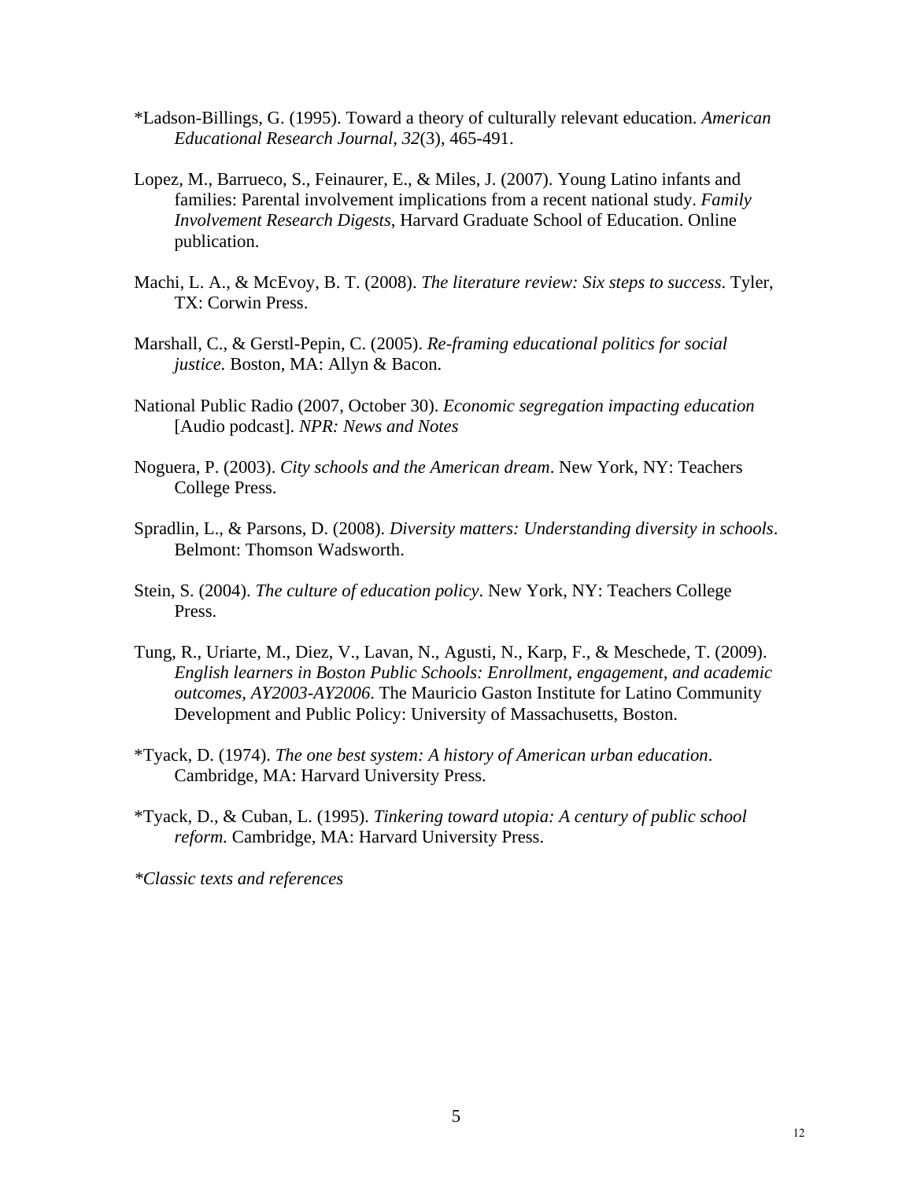*Ladson-Billings, G. (1995). Toward a theory of culturally relevant education. *American Educational Research Journal, 32*(3), 465-491.

Lopez, M., Barrueco, S., Feinaurer, E., & Miles, J. (2007). Young Latino infants and families: Parental involvement implications from a recent national study. *Family Involvement Research Digests*, Harvard Graduate School of Education. Online publication.

Machi, L. A., & McEvoy, B. T. (2008). *The literature review: Six steps to success*. Tyler, TX: Corwin Press.

Marshall, C., & Gerstl-Pepin, C. (2005). *Re-framing educational politics for social justice.* Boston, MA: Allyn & Bacon.

National Public Radio (2007, October 30). *Economic segregation impacting education* [Audio podcast]. *NPR: News and Notes*

Noguera, P. (2003). *City schools and the American dream*. New York, NY: Teachers College Press.

Spradlin, L., & Parsons, D. (2008). *Diversity matters: Understanding diversity in schools*. Belmont: Thomson Wadsworth.

Stein, S. (2004). *The culture of education policy*. New York, NY: Teachers College Press.

Tung, R., Uriarte, M., Diez, V., Lavan, N., Agusti, N., Karp, F., & Meschede, T. (2009). *English learners in Boston Public Schools: Enrollment, engagement, and academic outcomes, AY2003-AY2006*. The Mauricio Gaston Institute for Latino Community Development and Public Policy: University of Massachusetts, Boston.

*Tyack, D. (1974). *The one best system: A history of American urban education*. Cambridge, MA: Harvard University Press.

*Tyack, D., & Cuban, L. (1995). *Tinkering toward utopia: A century of public school reform.* Cambridge, MA: Harvard University Press.

*\*Classic texts and references*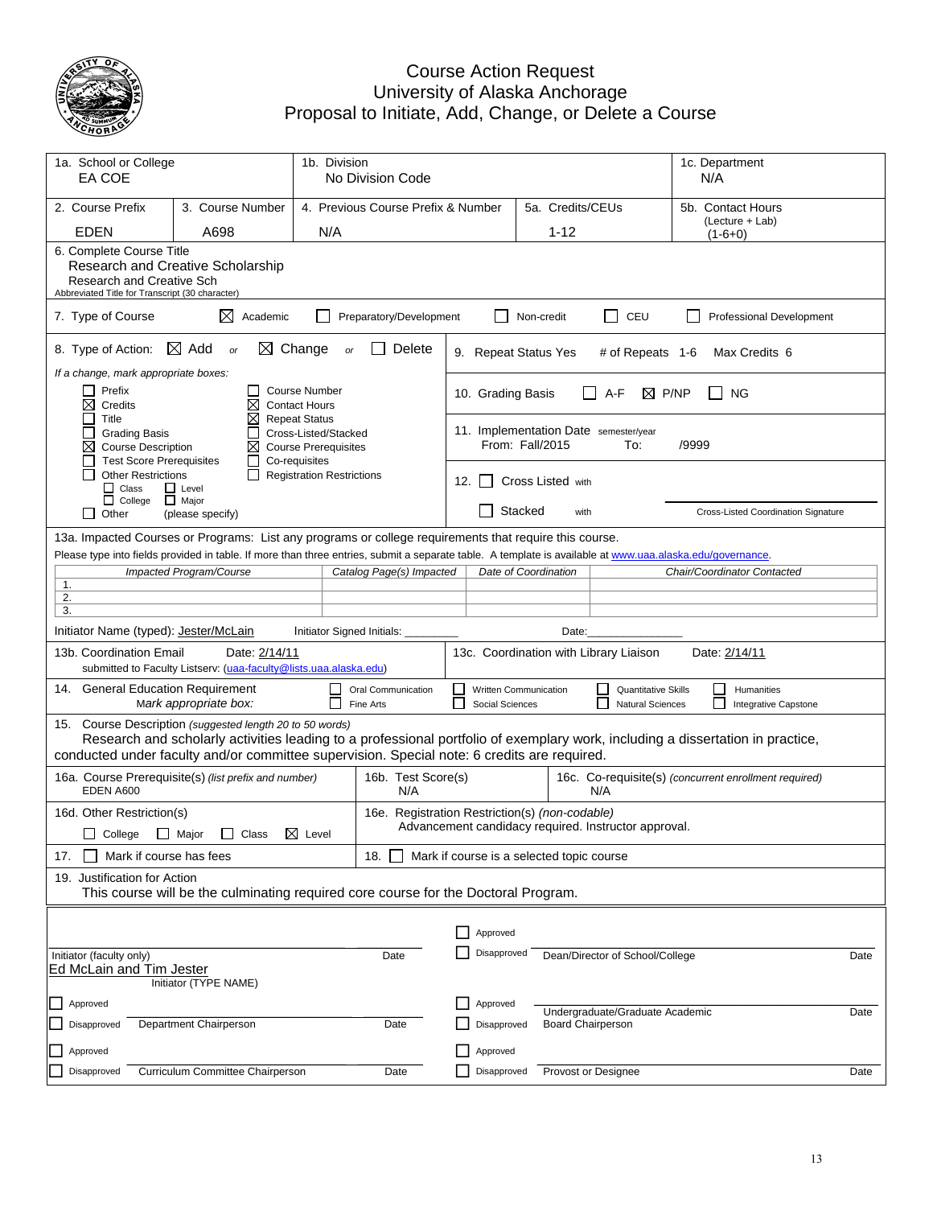# Course Action Request
## University of Alaska Anchorage
## Proposal to Initiate, Add, Change, or Delete a Course

| 1a. School or College | 1b. Division | 1c. Department |
|---|---|---|
| EA COE | No Division Code | N/A |

| 2. Course Prefix | 3. Course Number | 4. Previous Course Prefix & Number | 5a. Credits/CEUs | 5b. Contact Hours (Lecture + Lab) |
|---|---|---|---|---|
| EDEN | A698 | N/A | 1-12 | (1-6+0) |

6. Complete Course Title
Research and Creative Scholarship
Research and Creative Sch
Abbreviated Title for Transcript (30 character)

7. Type of Course ☒ Academic ☐ Preparatory/Development ☐ Non-credit ☐ CEU ☐ Professional Development

8. Type of Action: ☒ Add *or* ☒ Change *or* ☐ Delete

*If a change, mark appropriate boxes:*

- ☐ Prefix
- ☒ Credits
- ☐ Title
- ☐ Grading Basis
- ☒ Course Description
- ☐ Test Score Prerequisites
- ☐ Other Restrictions
  - ☐ Class ☐ Level
  - ☐ College ☐ Major
- ☐ Other (please specify)
- ☐ Course Number
- ☒ Contact Hours
- ☒ Repeat Status
- ☐ Cross-Listed/Stacked
- ☒ Course Prerequisites
- ☐ Co-requisites
- ☐ Registration Restrictions

9. Repeat Status Yes # of Repeats 1-6 Max Credits 6

10. Grading Basis ☐ A-F ☒ P/NP ☐ NG

11. Implementation Date semester/year
From: Fall/2015 To: /9999

12. ☐ Cross Listed with
☐ Stacked with
Cross-Listed Coordination Signature

13a. Impacted Courses or Programs: List any programs or college requirements that require this course.
Please type into fields provided in table. If more than three entries, submit a separate table. A template is available at www.uaa.alaska.edu/governance.

| | *Impacted Program/Course* | *Catalog Page(s) Impacted* | *Date of Coordination* | *Chair/Coordinator Contacted* |
|---|---|---|---|---|
| 1. | | | | |
| 2. | | | | |
| 3. | | | | |

Initiator Name (typed): Jester/McLain Initiator Signed Initials: ________ Date:______________

13b. Coordination Email Date: 2/14/11
submitted to Faculty Listserv: (uaa-faculty@lists.uaa.alaska.edu)

13c. Coordination with Library Liaison Date: 2/14/11

14. General Education Requirement
*Mark appropriate box:*
☐ Oral Communication ☐ Written Communication ☐ Quantitative Skills ☐ Humanities
☐ Fine Arts ☐ Social Sciences ☐ Natural Sciences ☐ Integrative Capstone

15. Course Description *(suggested length 20 to 50 words)*
Research and scholarly activities leading to a professional portfolio of exemplary work, including a dissertation in practice, conducted under faculty and/or committee supervision. Special note: 6 credits are required.

| 16a. Course Prerequisite(s) *(list prefix and number)* | 16b. Test Score(s) | 16c. Co-requisite(s) *(concurrent enrollment required)* |
|---|---|---|
| EDEN A600 | N/A | N/A |

16d. Other Restriction(s)
☐ College ☐ Major ☐ Class ☒ Level

16e. Registration Restriction(s) *(non-codable)*
Advancement candidacy required. Instructor approval.

17. ☐ Mark if course has fees

18. ☐ Mark if course is a selected topic course

19. Justification for Action
This course will be the culminating required core course for the Doctoral Program.

Initiator (faculty only) ____________ Date
Ed McLain and Tim Jester
Initiator (TYPE NAME)

☐ Approved
☐ Disapproved Department Chairperson ____________ Date

☐ Approved
☐ Disapproved Curriculum Committee Chairperson ____________ Date

☐ Approved
☐ Disapproved Dean/Director of School/College ____________ Date

☐ Approved
☐ Disapproved Undergraduate/Graduate Academic Board Chairperson ____________ Date

☐ Approved
☐ Disapproved Provost or Designee ____________ Date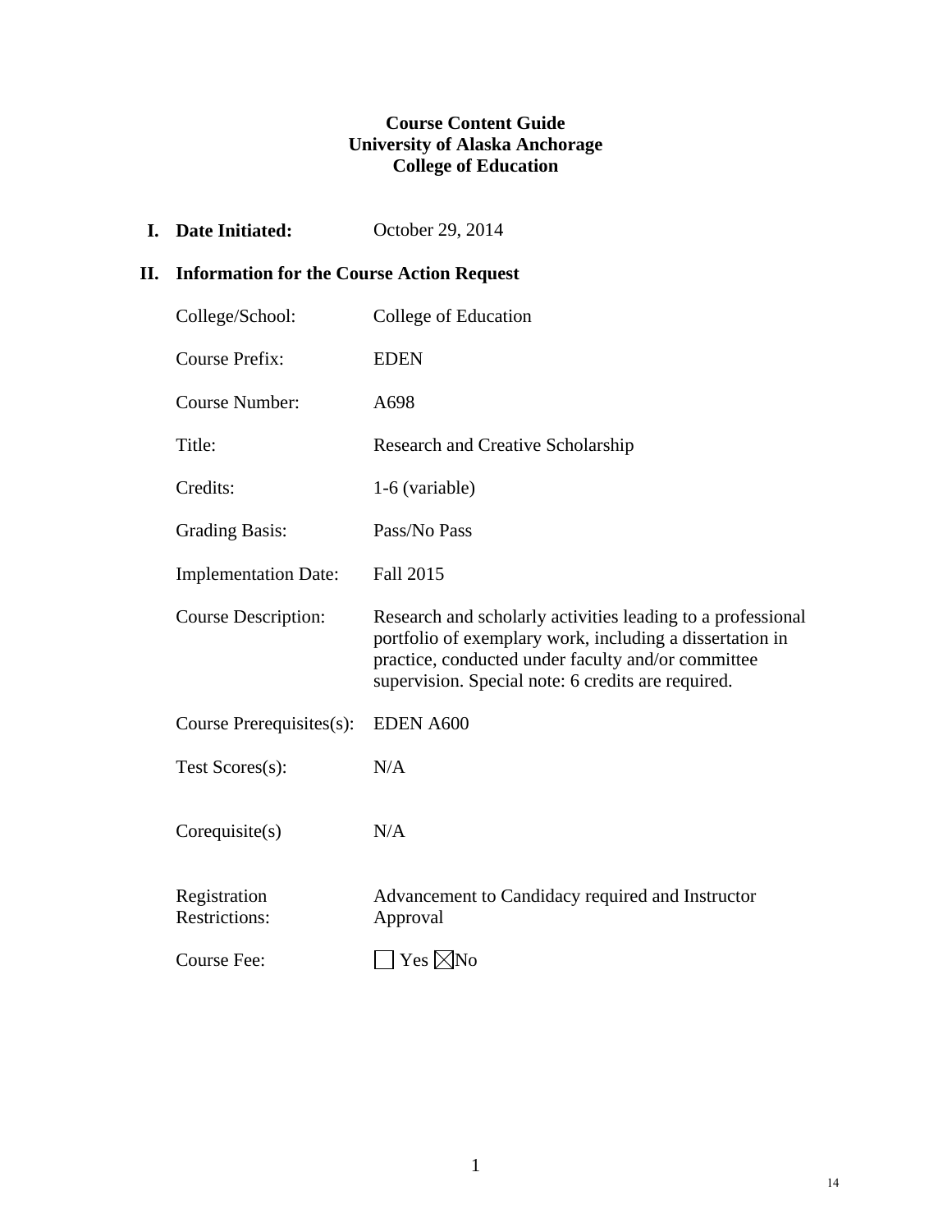**Course Content Guide**
**University of Alaska Anchorage**
**College of Education**

**I. Date Initiated:** October 29, 2014

**II. Information for the Course Action Request**

| | |
|---|---|
| College/School: | College of Education |
| Course Prefix: | EDEN |
| Course Number: | A698 |
| Title: | Research and Creative Scholarship |
| Credits: | 1-6 (variable) |
| Grading Basis: | Pass/No Pass |
| Implementation Date: | Fall 2015 |
| Course Description: | Research and scholarly activities leading to a professional portfolio of exemplary work, including a dissertation in practice, conducted under faculty and/or committee supervision. Special note: 6 credits are required. |
| Course Prerequisites(s): | EDEN A600 |
| Test Scores(s): | N/A |
| Corequisite(s) | N/A |
| Registration Restrictions: | Advancement to Candidacy required and Instructor Approval |
| Course Fee: | ☐ Yes ☒ No |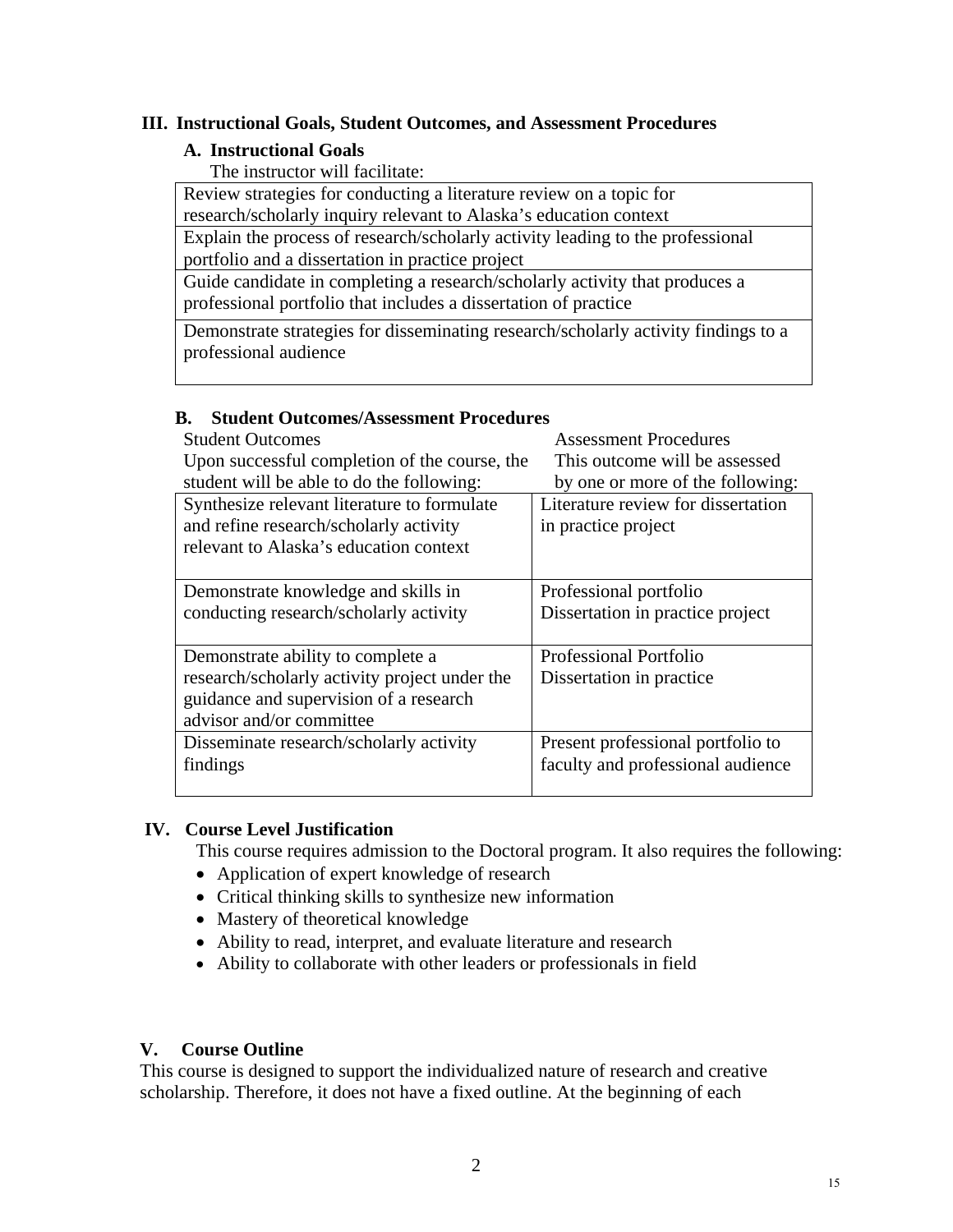## III. Instructional Goals, Student Outcomes, and Assessment Procedures

### A. Instructional Goals

The instructor will facilitate:

| |
|---|
| Review strategies for conducting a literature review on a topic for research/scholarly inquiry relevant to Alaska's education context |
| Explain the process of research/scholarly activity leading to the professional portfolio and a dissertation in practice project |
| Guide candidate in completing a research/scholarly activity that produces a professional portfolio that includes a dissertation of practice |
| Demonstrate strategies for disseminating research/scholarly activity findings to a professional audience |

### B. Student Outcomes/Assessment Procedures

| Student Outcomes<br>Upon successful completion of the course, the student will be able to do the following: | Assessment Procedures<br>This outcome will be assessed by one or more of the following: |
|---|---|
| Synthesize relevant literature to formulate and refine research/scholarly activity relevant to Alaska's education context | Literature review for dissertation in practice project |
| Demonstrate knowledge and skills in conducting research/scholarly activity | Professional portfolio<br>Dissertation in practice project |
| Demonstrate ability to complete a research/scholarly activity project under the guidance and supervision of a research advisor and/or committee | Professional Portfolio<br>Dissertation in practice |
| Disseminate research/scholarly activity findings | Present professional portfolio to faculty and professional audience |

## IV. Course Level Justification

This course requires admission to the Doctoral program. It also requires the following:

- Application of expert knowledge of research
- Critical thinking skills to synthesize new information
- Mastery of theoretical knowledge
- Ability to read, interpret, and evaluate literature and research
- Ability to collaborate with other leaders or professionals in field

## V. Course Outline

This course is designed to support the individualized nature of research and creative scholarship. Therefore, it does not have a fixed outline. At the beginning of each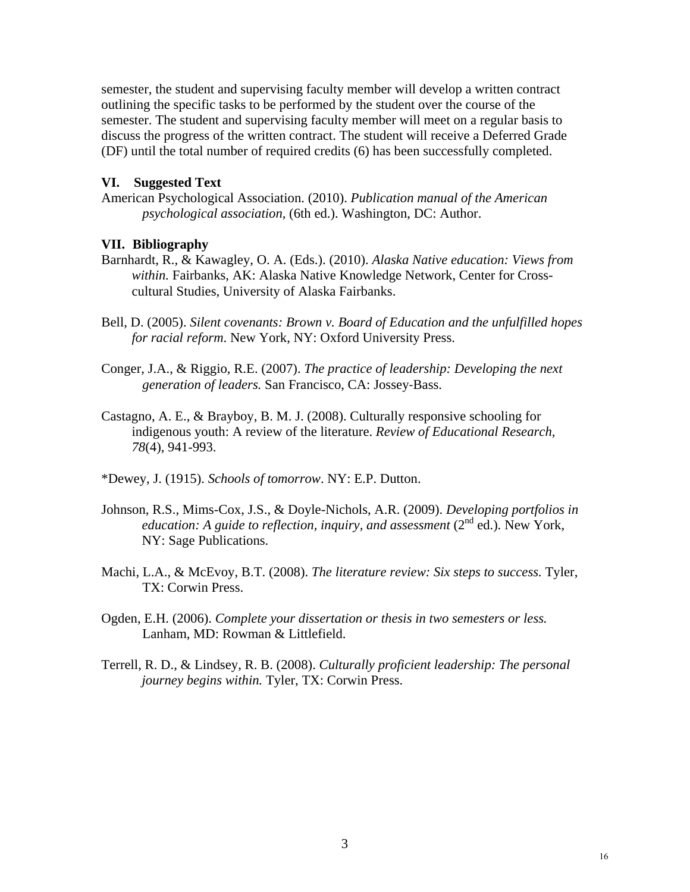semester, the student and supervising faculty member will develop a written contract outlining the specific tasks to be performed by the student over the course of the semester. The student and supervising faculty member will meet on a regular basis to discuss the progress of the written contract. The student will receive a Deferred Grade (DF) until the total number of required credits (6) has been successfully completed.

### VI. Suggested Text

American Psychological Association. (2010). *Publication manual of the American psychological association,* (6th ed.). Washington, DC: Author.

### VII. Bibliography

Barnhardt, R., & Kawagley, O. A. (Eds.). (2010). *Alaska Native education: Views from within.* Fairbanks, AK: Alaska Native Knowledge Network, Center for Cross-cultural Studies, University of Alaska Fairbanks.

Bell, D. (2005). *Silent covenants: Brown v. Board of Education and the unfulfilled hopes for racial reform*. New York, NY: Oxford University Press.

Conger, J.A., & Riggio, R.E. (2007). *The practice of leadership: Developing the next generation of leaders.* San Francisco, CA: Jossey-Bass.

Castagno, A. E., & Brayboy, B. M. J. (2008). Culturally responsive schooling for indigenous youth: A review of the literature. *Review of Educational Research, 78*(4), 941-993.

*Dewey, J. (1915). *Schools of tomorrow*. NY: E.P. Dutton.

Johnson, R.S., Mims-Cox, J.S., & Doyle-Nichols, A.R. (2009). *Developing portfolios in education: A guide to reflection, inquiry, and assessment* (2nd ed.). New York, NY: Sage Publications.

Machi, L.A., & McEvoy, B.T. (2008). *The literature review: Six steps to success.* Tyler, TX: Corwin Press.

Ogden, E.H. (2006). *Complete your dissertation or thesis in two semesters or less.* Lanham, MD: Rowman & Littlefield.

Terrell, R. D., & Lindsey, R. B. (2008). *Culturally proficient leadership: The personal journey begins within.* Tyler, TX: Corwin Press.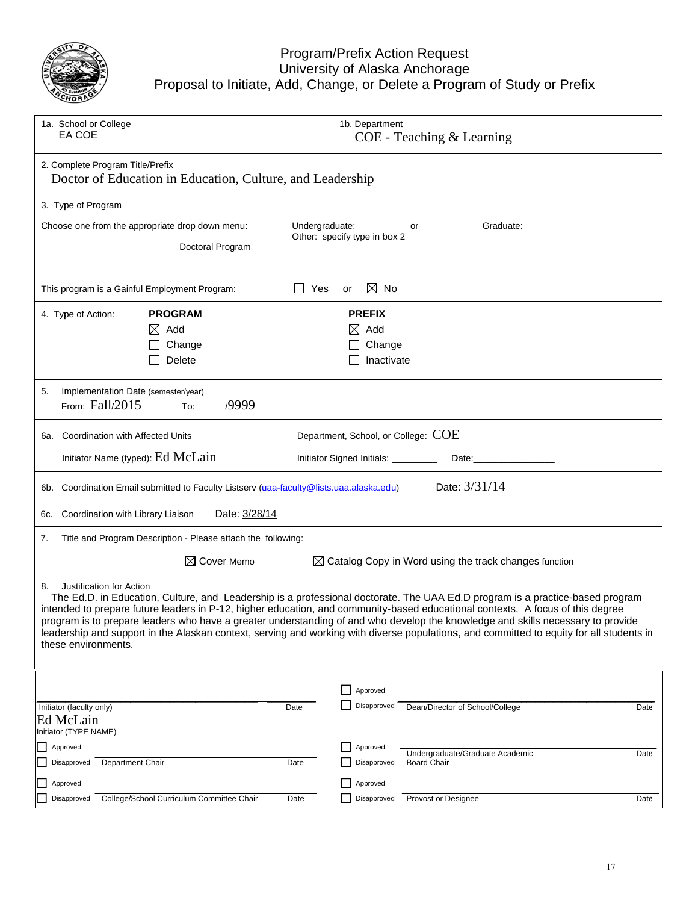# Program/Prefix Action Request
## University of Alaska Anchorage
## Proposal to Initiate, Add, Change, or Delete a Program of Study or Prefix

| 1a. School or College<br>EA COE | 1b. Department<br>COE - Teaching & Learning |
|---|---|

**2. Complete Program Title/Prefix**
Doctor of Education in Education, Culture, and Leadership

**3. Type of Program**

Choose one from the appropriate drop down menu: Doctoral Program

Undergraduate: or Graduate:
Other: specify type in box 2

This program is a Gainful Employment Program: ☐ Yes or ☒ No

**4. Type of Action:**

| PROGRAM | PREFIX |
|---|---|
| ☒ Add | ☒ Add |
| ☐ Change | ☐ Change |
| ☐ Delete | ☐ Inactivate |

**5. Implementation Date** (semester/year)
From: Fall/2015 To: /9999

**6a. Coordination with Affected Units**
Department, School, or College: COE
Initiator Name (typed): Ed McLain
Initiator Signed Initials: _________ Date: _______________

**6b.** Coordination Email submitted to Faculty Listserv (uaa-faculty@lists.uaa.alaska.edu) Date: 3/31/14

**6c.** Coordination with Library Liaison Date: 3/28/14

**7. Title and Program Description** - Please attach the following:

☒ Cover Memo ☒ Catalog Copy in Word using the track changes function

**8. Justification for Action**

The Ed.D. in Education, Culture, and Leadership is a professional doctorate. The UAA Ed.D program is a practice-based program intended to prepare future leaders in P-12, higher education, and community-based educational contexts. A focus of this degree program is to prepare leaders who have a greater understanding of and who develop the knowledge and skills necessary to provide leadership and support in the Alaskan context, serving and working with diverse populations, and committed to equity for all students in these environments.

| | | | |
|---|---|---|---|
| Initiator (faculty only)<br>Ed McLain<br>Initiator (TYPE NAME) | Date | ☐ Approved<br>☐ Disapproved Dean/Director of School/College | Date |
| ☐ Approved<br>☐ Disapproved Department Chair | Date | ☐ Approved<br>☐ Disapproved Undergraduate/Graduate Academic Board Chair | Date |
| ☐ Approved<br>☐ Disapproved College/School Curriculum Committee Chair | Date | ☐ Approved<br>☐ Disapproved Provost or Designee | Date |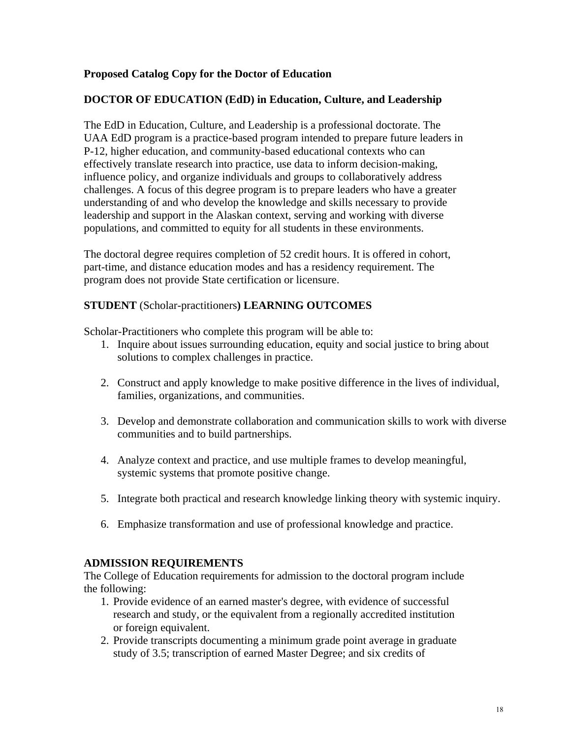**Proposed Catalog Copy for the Doctor of Education**

**DOCTOR OF EDUCATION (EdD) in Education, Culture, and Leadership**

The EdD in Education, Culture, and Leadership is a professional doctorate. The UAA EdD program is a practice-based program intended to prepare future leaders in P-12, higher education, and community-based educational contexts who can effectively translate research into practice, use data to inform decision-making, influence policy, and organize individuals and groups to collaboratively address challenges. A focus of this degree program is to prepare leaders who have a greater understanding of and who develop the knowledge and skills necessary to provide leadership and support in the Alaskan context, serving and working with diverse populations, and committed to equity for all students in these environments.

The doctoral degree requires completion of 52 credit hours. It is offered in cohort, part-time, and distance education modes and has a residency requirement. The program does not provide State certification or licensure.

**STUDENT** (Scholar-practitioners**) LEARNING OUTCOMES**

Scholar-Practitioners who complete this program will be able to:

1. Inquire about issues surrounding education, equity and social justice to bring about solutions to complex challenges in practice.

2. Construct and apply knowledge to make positive difference in the lives of individual, families, organizations, and communities.

3. Develop and demonstrate collaboration and communication skills to work with diverse communities and to build partnerships.

4. Analyze context and practice, and use multiple frames to develop meaningful, systemic systems that promote positive change.

5. Integrate both practical and research knowledge linking theory with systemic inquiry.

6. Emphasize transformation and use of professional knowledge and practice.

**ADMISSION REQUIREMENTS**

The College of Education requirements for admission to the doctoral program include the following:

1. Provide evidence of an earned master's degree, with evidence of successful research and study, or the equivalent from a regionally accredited institution or foreign equivalent.
2. Provide transcripts documenting a minimum grade point average in graduate study of 3.5; transcription of earned Master Degree; and six credits of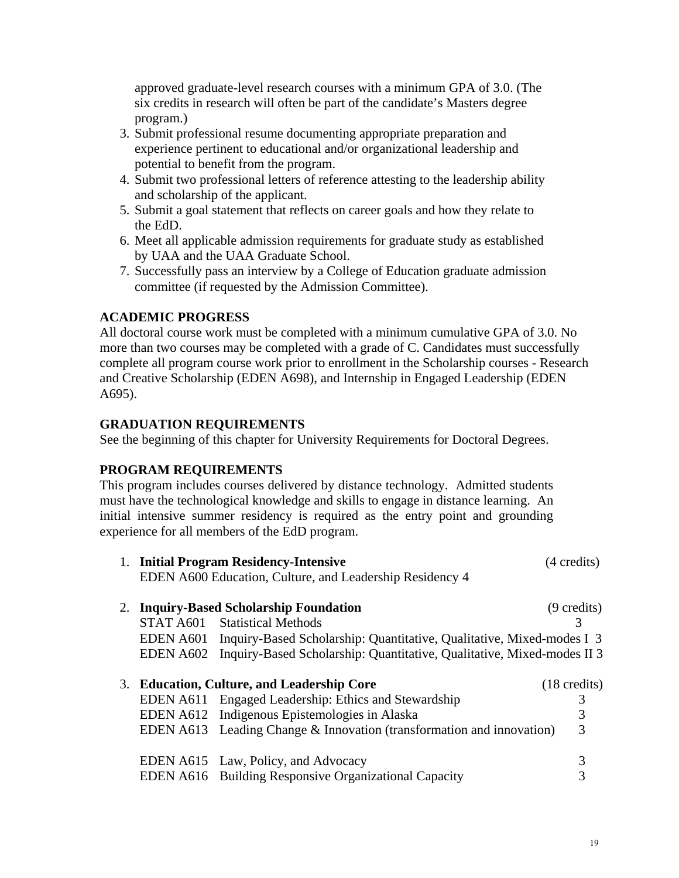approved graduate-level research courses with a minimum GPA of 3.0. (The six credits in research will often be part of the candidate's Masters degree program.)

3. Submit professional resume documenting appropriate preparation and experience pertinent to educational and/or organizational leadership and potential to benefit from the program.
4. Submit two professional letters of reference attesting to the leadership ability and scholarship of the applicant.
5. Submit a goal statement that reflects on career goals and how they relate to the EdD.
6. Meet all applicable admission requirements for graduate study as established by UAA and the UAA Graduate School.
7. Successfully pass an interview by a College of Education graduate admission committee (if requested by the Admission Committee).

### ACADEMIC PROGRESS

All doctoral course work must be completed with a minimum cumulative GPA of 3.0. No more than two courses may be completed with a grade of C. Candidates must successfully complete all program course work prior to enrollment in the Scholarship courses - Research and Creative Scholarship (EDEN A698), and Internship in Engaged Leadership (EDEN A695).

### GRADUATION REQUIREMENTS

See the beginning of this chapter for University Requirements for Doctoral Degrees.

### PROGRAM REQUIREMENTS

This program includes courses delivered by distance technology. Admitted students must have the technological knowledge and skills to engage in distance learning. An initial intensive summer residency is required as the entry point and grounding experience for all members of the EdD program.

1. **Initial Program Residency-Intensive** (4 credits)
   EDEN A600 Education, Culture, and Leadership Residency 4

2. **Inquiry-Based Scholarship Foundation** (9 credits)

| | | |
|---|---|---|
| STAT A601 | Statistical Methods | 3 |
| EDEN A601 | Inquiry-Based Scholarship: Quantitative, Qualitative, Mixed-modes I | 3 |
| EDEN A602 | Inquiry-Based Scholarship: Quantitative, Qualitative, Mixed-modes II | 3 |

3. **Education, Culture, and Leadership Core** (18 credits)

| | | |
|---|---|---|
| EDEN A611 | Engaged Leadership: Ethics and Stewardship | 3 |
| EDEN A612 | Indigenous Epistemologies in Alaska | 3 |
| EDEN A613 | Leading Change & Innovation (transformation and innovation) | 3 |
| EDEN A615 | Law, Policy, and Advocacy | 3 |
| EDEN A616 | Building Responsive Organizational Capacity | 3 |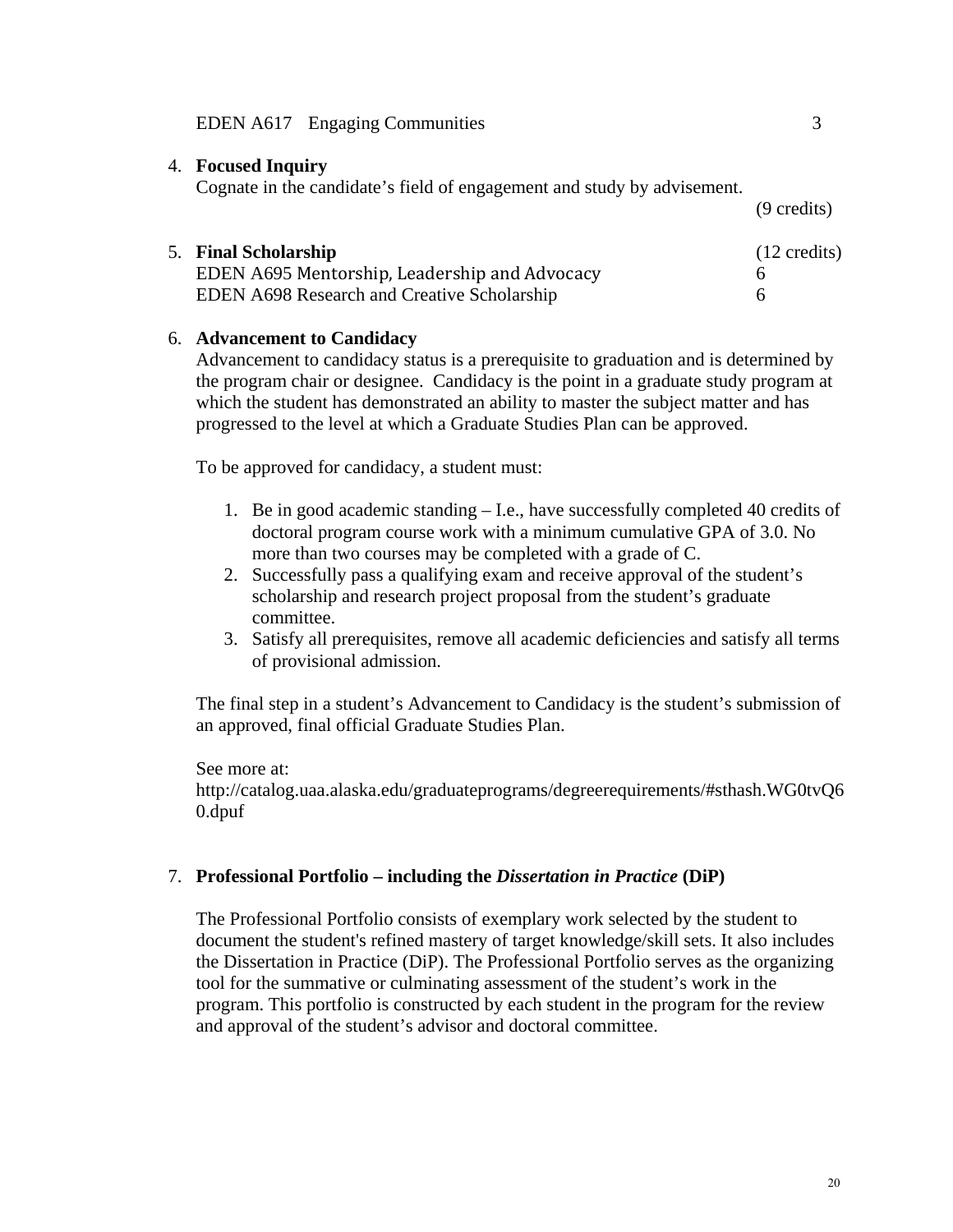EDEN A617 Engaging Communities 3

4. **Focused Inquiry**
   Cognate in the candidate's field of engagement and study by advisement.
   (9 credits)

5. **Final Scholarship** (12 credits)
   EDEN A695 Mentorship, Leadership and Advocacy 6
   EDEN A698 Research and Creative Scholarship 6

6. **Advancement to Candidacy**
   Advancement to candidacy status is a prerequisite to graduation and is determined by the program chair or designee. Candidacy is the point in a graduate study program at which the student has demonstrated an ability to master the subject matter and has progressed to the level at which a Graduate Studies Plan can be approved.

   To be approved for candidacy, a student must:

   1. Be in good academic standing – I.e., have successfully completed 40 credits of doctoral program course work with a minimum cumulative GPA of 3.0. No more than two courses may be completed with a grade of C.
   2. Successfully pass a qualifying exam and receive approval of the student's scholarship and research project proposal from the student's graduate committee.
   3. Satisfy all prerequisites, remove all academic deficiencies and satisfy all terms of provisional admission.

   The final step in a student's Advancement to Candidacy is the student's submission of an approved, final official Graduate Studies Plan.

   See more at:
   http://catalog.uaa.alaska.edu/graduateprograms/degreerequirements/#sthash.WG0tvQ60.dpuf

7. **Professional Portfolio – including the *Dissertation in Practice* (DiP)**

   The Professional Portfolio consists of exemplary work selected by the student to document the student's refined mastery of target knowledge/skill sets. It also includes the Dissertation in Practice (DiP). The Professional Portfolio serves as the organizing tool for the summative or culminating assessment of the student's work in the program. This portfolio is constructed by each student in the program for the review and approval of the student's advisor and doctoral committee.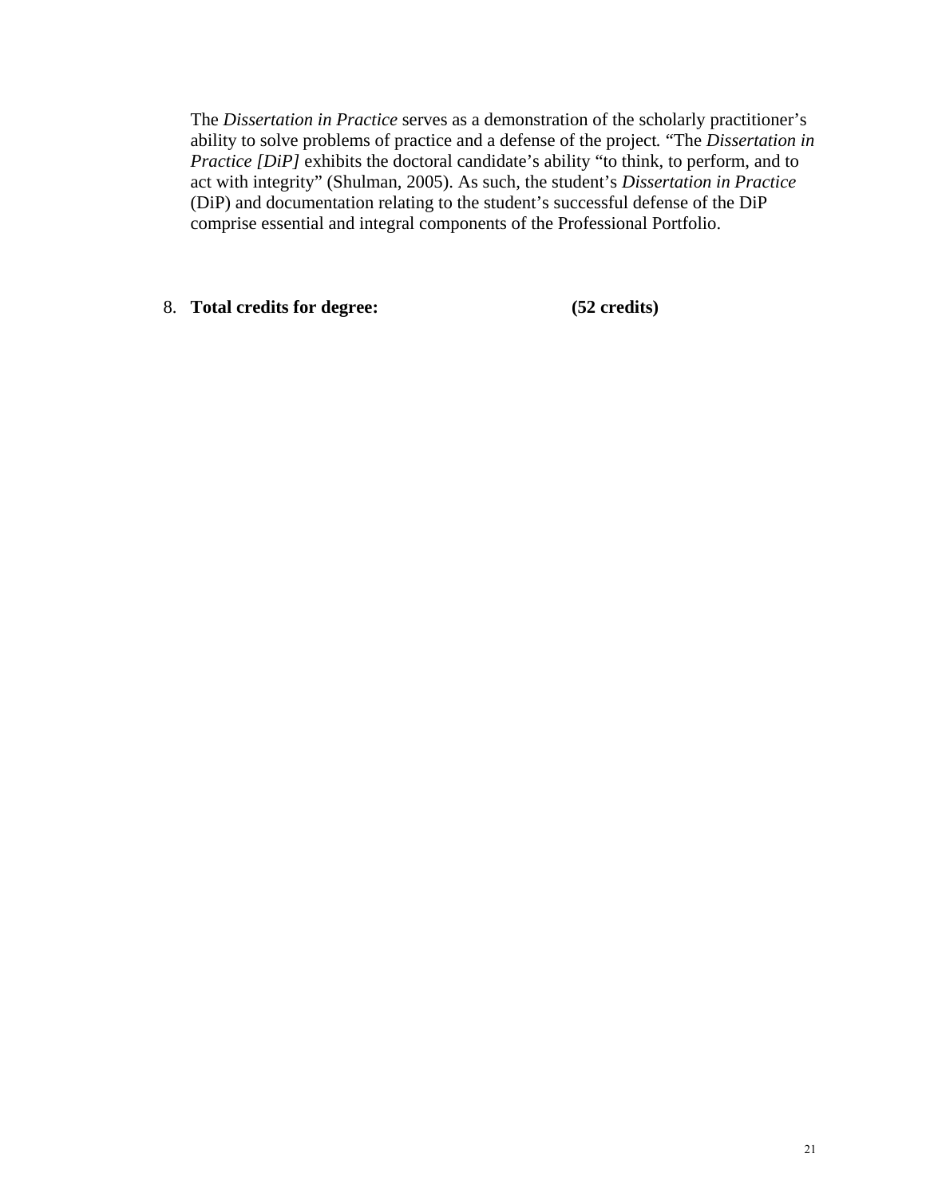The *Dissertation in Practice* serves as a demonstration of the scholarly practitioner's ability to solve problems of practice and a defense of the project*.* "The *Dissertation in Practice [DiP]* exhibits the doctoral candidate's ability "to think, to perform, and to act with integrity" (Shulman, 2005). As such, the student's *Dissertation in Practice* (DiP) and documentation relating to the student's successful defense of the DiP comprise essential and integral components of the Professional Portfolio.

8. **Total credits for degree:** **(52 credits)**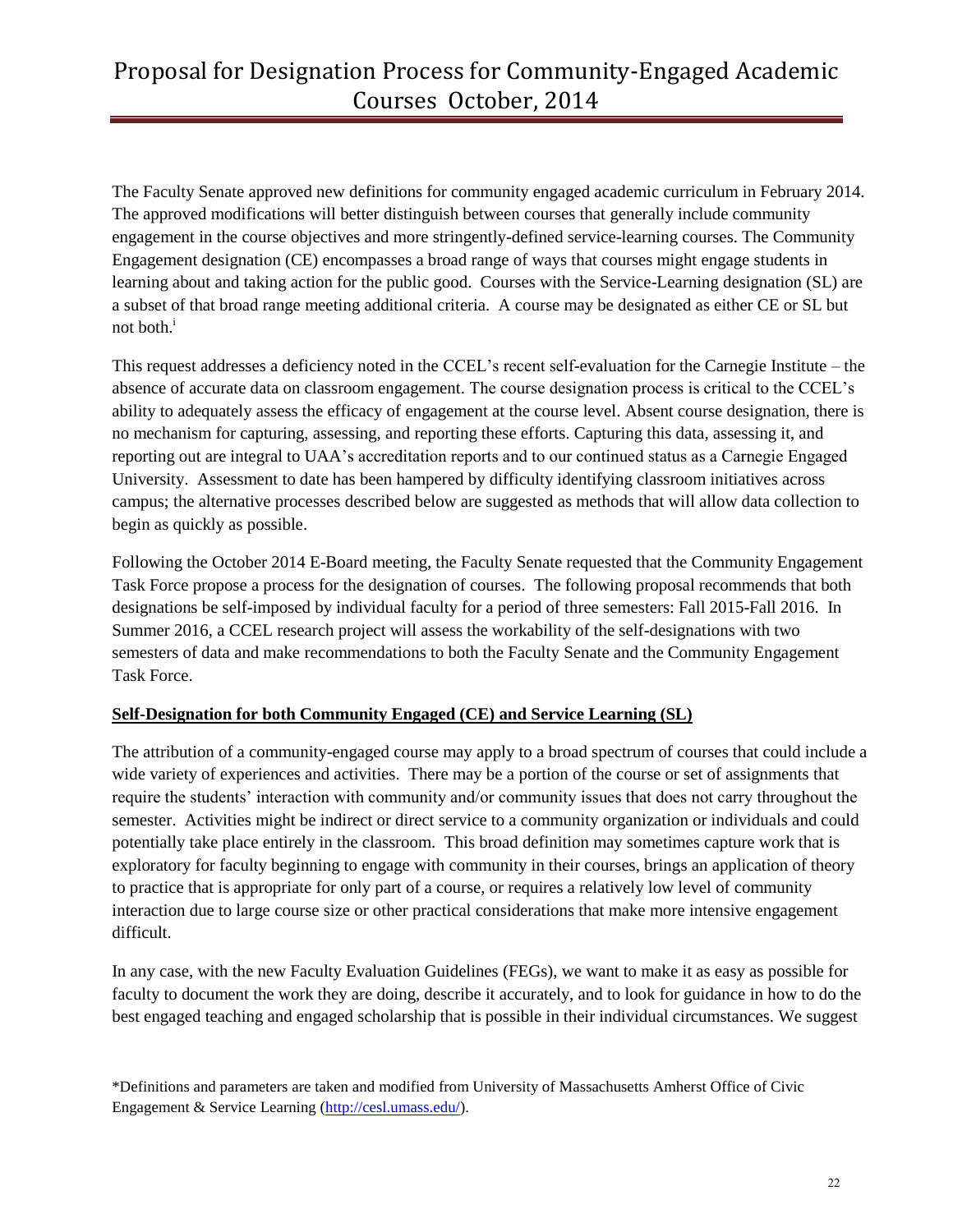# Proposal for Designation Process for Community-Engaged Academic Courses October, 2014

The Faculty Senate approved new definitions for community engaged academic curriculum in February 2014. The approved modifications will better distinguish between courses that generally include community engagement in the course objectives and more stringently-defined service-learning courses. The Community Engagement designation (CE) encompasses a broad range of ways that courses might engage students in learning about and taking action for the public good. Courses with the Service-Learning designation (SL) are a subset of that broad range meeting additional criteria. A course may be designated as either CE or SL but not both.[i]

This request addresses a deficiency noted in the CCEL's recent self-evaluation for the Carnegie Institute – the absence of accurate data on classroom engagement. The course designation process is critical to the CCEL's ability to adequately assess the efficacy of engagement at the course level. Absent course designation, there is no mechanism for capturing, assessing, and reporting these efforts. Capturing this data, assessing it, and reporting out are integral to UAA's accreditation reports and to our continued status as a Carnegie Engaged University. Assessment to date has been hampered by difficulty identifying classroom initiatives across campus; the alternative processes described below are suggested as methods that will allow data collection to begin as quickly as possible.

Following the October 2014 E-Board meeting, the Faculty Senate requested that the Community Engagement Task Force propose a process for the designation of courses. The following proposal recommends that both designations be self-imposed by individual faculty for a period of three semesters: Fall 2015-Fall 2016. In Summer 2016, a CCEL research project will assess the workability of the self-designations with two semesters of data and make recommendations to both the Faculty Senate and the Community Engagement Task Force.

**Self-Designation for both Community Engaged (CE) and Service Learning (SL)**

The attribution of a community-engaged course may apply to a broad spectrum of courses that could include a wide variety of experiences and activities. There may be a portion of the course or set of assignments that require the students' interaction with community and/or community issues that does not carry throughout the semester. Activities might be indirect or direct service to a community organization or individuals and could potentially take place entirely in the classroom. This broad definition may sometimes capture work that is exploratory for faculty beginning to engage with community in their courses, brings an application of theory to practice that is appropriate for only part of a course, or requires a relatively low level of community interaction due to large course size or other practical considerations that make more intensive engagement difficult.

In any case, with the new Faculty Evaluation Guidelines (FEGs), we want to make it as easy as possible for faculty to document the work they are doing, describe it accurately, and to look for guidance in how to do the best engaged teaching and engaged scholarship that is possible in their individual circumstances. We suggest

*Definitions and parameters are taken and modified from University of Massachusetts Amherst Office of Civic Engagement & Service Learning (http://cesl.umass.edu/).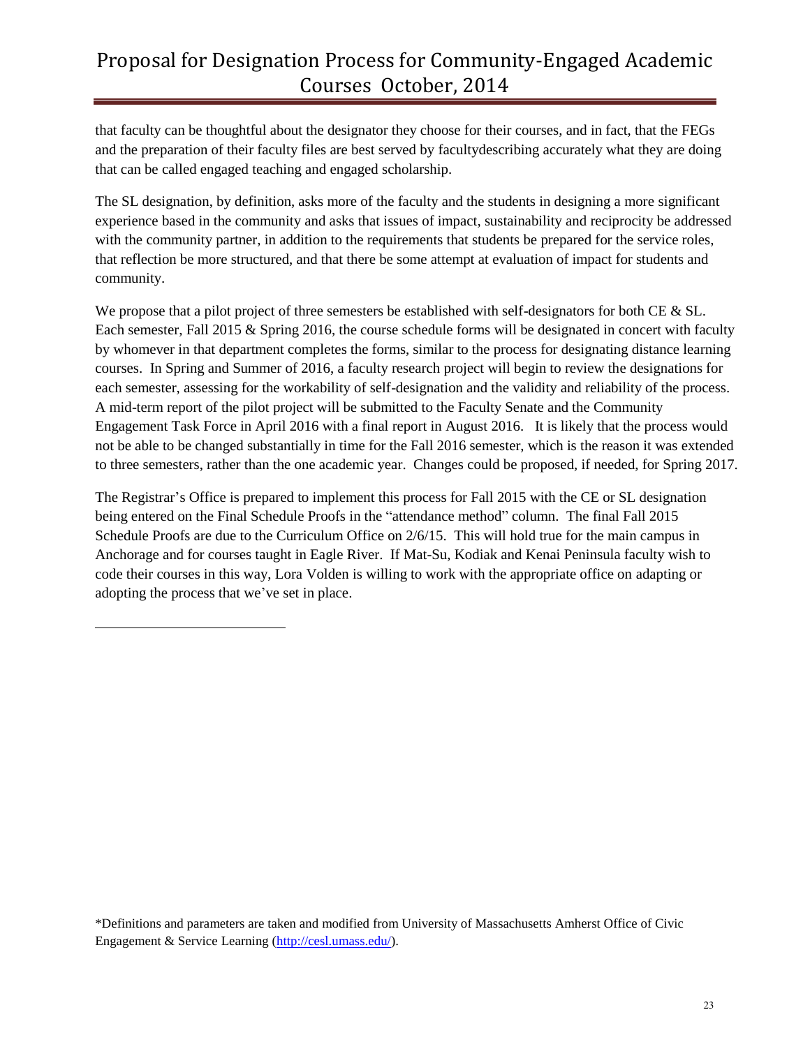that faculty can be thoughtful about the designator they choose for their courses, and in fact, that the FEGs and the preparation of their faculty files are best served by facultydescribing accurately what they are doing that can be called engaged teaching and engaged scholarship.

The SL designation, by definition, asks more of the faculty and the students in designing a more significant experience based in the community and asks that issues of impact, sustainability and reciprocity be addressed with the community partner, in addition to the requirements that students be prepared for the service roles, that reflection be more structured, and that there be some attempt at evaluation of impact for students and community.

We propose that a pilot project of three semesters be established with self-designators for both CE & SL. Each semester, Fall 2015 & Spring 2016, the course schedule forms will be designated in concert with faculty by whomever in that department completes the forms, similar to the process for designating distance learning courses. In Spring and Summer of 2016, a faculty research project will begin to review the designations for each semester, assessing for the workability of self-designation and the validity and reliability of the process. A mid-term report of the pilot project will be submitted to the Faculty Senate and the Community Engagement Task Force in April 2016 with a final report in August 2016. It is likely that the process would not be able to be changed substantially in time for the Fall 2016 semester, which is the reason it was extended to three semesters, rather than the one academic year. Changes could be proposed, if needed, for Spring 2017.

The Registrar's Office is prepared to implement this process for Fall 2015 with the CE or SL designation being entered on the Final Schedule Proofs in the "attendance method" column. The final Fall 2015 Schedule Proofs are due to the Curriculum Office on 2/6/15. This will hold true for the main campus in Anchorage and for courses taught in Eagle River. If Mat-Su, Kodiak and Kenai Peninsula faculty wish to code their courses in this way, Lora Volden is willing to work with the appropriate office on adapting or adopting the process that we've set in place.

---

*Definitions and parameters are taken and modified from University of Massachusetts Amherst Office of Civic Engagement & Service Learning (http://cesl.umass.edu/).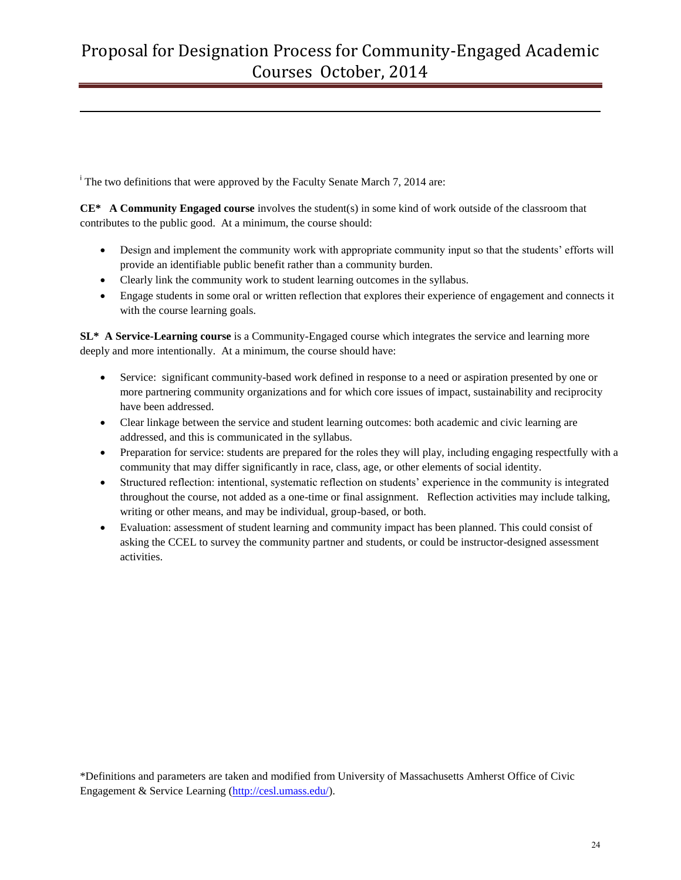[i] The two definitions that were approved by the Faculty Senate March 7, 2014 are:

**CE\* A Community Engaged course** involves the student(s) in some kind of work outside of the classroom that contributes to the public good. At a minimum, the course should:

- Design and implement the community work with appropriate community input so that the students' efforts will provide an identifiable public benefit rather than a community burden.
- Clearly link the community work to student learning outcomes in the syllabus.
- Engage students in some oral or written reflection that explores their experience of engagement and connects it with the course learning goals.

**SL\* A Service-Learning course** is a Community-Engaged course which integrates the service and learning more deeply and more intentionally. At a minimum, the course should have:

- Service: significant community-based work defined in response to a need or aspiration presented by one or more partnering community organizations and for which core issues of impact, sustainability and reciprocity have been addressed.
- Clear linkage between the service and student learning outcomes: both academic and civic learning are addressed, and this is communicated in the syllabus.
- Preparation for service: students are prepared for the roles they will play, including engaging respectfully with a community that may differ significantly in race, class, age, or other elements of social identity.
- Structured reflection: intentional, systematic reflection on students' experience in the community is integrated throughout the course, not added as a one-time or final assignment. Reflection activities may include talking, writing or other means, and may be individual, group-based, or both.
- Evaluation: assessment of student learning and community impact has been planned. This could consist of asking the CCEL to survey the community partner and students, or could be instructor-designed assessment activities.

*Definitions and parameters are taken and modified from University of Massachusetts Amherst Office of Civic Engagement & Service Learning (http://cesl.umass.edu/).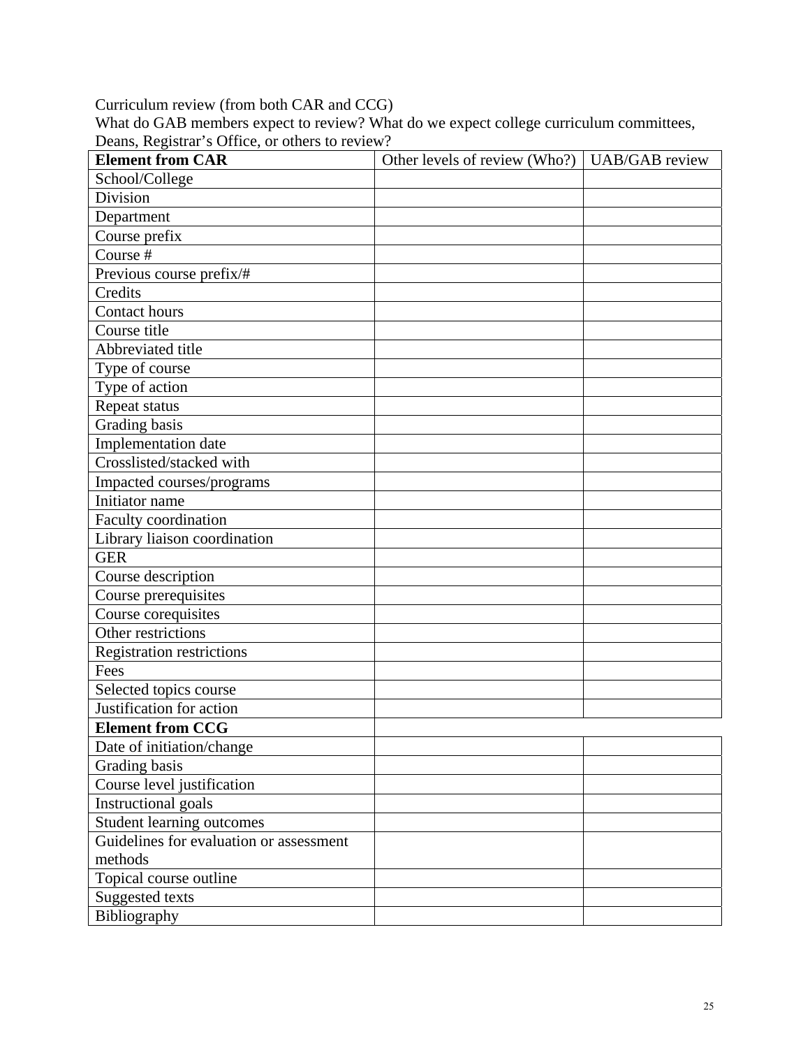Curriculum review (from both CAR and CCG)

What do GAB members expect to review? What do we expect college curriculum committees, Deans, Registrar's Office, or others to review?

| **Element from CAR** | Other levels of review (Who?) | UAB/GAB review |
|---|---|---|
| School/College | | |
| Division | | |
| Department | | |
| Course prefix | | |
| Course # | | |
| Previous course prefix/# | | |
| Credits | | |
| Contact hours | | |
| Course title | | |
| Abbreviated title | | |
| Type of course | | |
| Type of action | | |
| Repeat status | | |
| Grading basis | | |
| Implementation date | | |
| Crosslisted/stacked with | | |
| Impacted courses/programs | | |
| Initiator name | | |
| Faculty coordination | | |
| Library liaison coordination | | |
| GER | | |
| Course description | | |
| Course prerequisites | | |
| Course corequisites | | |
| Other restrictions | | |
| Registration restrictions | | |
| Fees | | |
| Selected topics course | | |
| Justification for action | | |
| **Element from CCG** | | |
| Date of initiation/change | | |
| Grading basis | | |
| Course level justification | | |
| Instructional goals | | |
| Student learning outcomes | | |
| Guidelines for evaluation or assessment methods | | |
| Topical course outline | | |
| Suggested texts | | |
| Bibliography | | |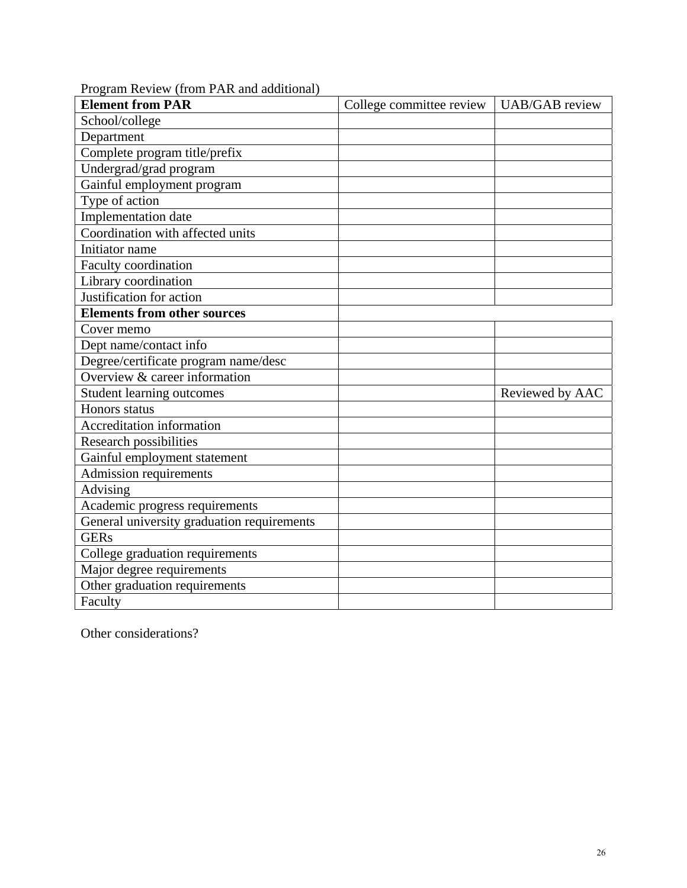Program Review (from PAR and additional)

| **Element from PAR** | College committee review | UAB/GAB review |
|---|---|---|
| School/college | | |
| Department | | |
| Complete program title/prefix | | |
| Undergrad/grad program | | |
| Gainful employment program | | |
| Type of action | | |
| Implementation date | | |
| Coordination with affected units | | |
| Initiator name | | |
| Faculty coordination | | |
| Library coordination | | |
| Justification for action | | |
| **Elements from other sources** | | |
| Cover memo | | |
| Dept name/contact info | | |
| Degree/certificate program name/desc | | |
| Overview & career information | | |
| Student learning outcomes | | Reviewed by AAC |
| Honors status | | |
| Accreditation information | | |
| Research possibilities | | |
| Gainful employment statement | | |
| Admission requirements | | |
| Advising | | |
| Academic progress requirements | | |
| General university graduation requirements | | |
| GERs | | |
| College graduation requirements | | |
| Major degree requirements | | |
| Other graduation requirements | | |
| Faculty | | |

Other considerations?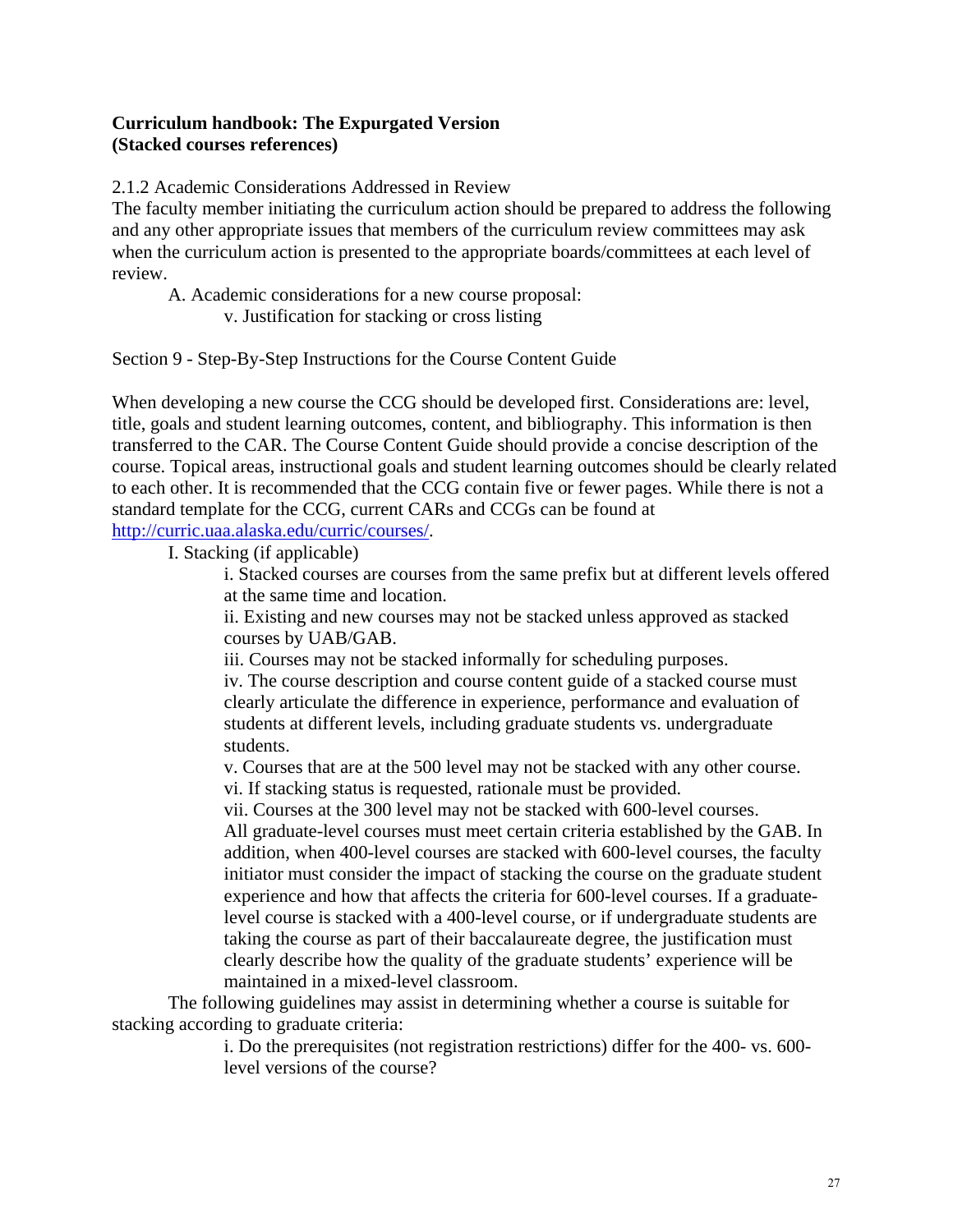**Curriculum handbook: The Expurgated Version**
**(Stacked courses references)**

2.1.2 Academic Considerations Addressed in Review

The faculty member initiating the curriculum action should be prepared to address the following and any other appropriate issues that members of the curriculum review committees may ask when the curriculum action is presented to the appropriate boards/committees at each level of review.

A. Academic considerations for a new course proposal:

v. Justification for stacking or cross listing

Section 9 - Step-By-Step Instructions for the Course Content Guide

When developing a new course the CCG should be developed first. Considerations are: level, title, goals and student learning outcomes, content, and bibliography. This information is then transferred to the CAR. The Course Content Guide should provide a concise description of the course. Topical areas, instructional goals and student learning outcomes should be clearly related to each other. It is recommended that the CCG contain five or fewer pages. While there is not a standard template for the CCG, current CARs and CCGs can be found at http://curric.uaa.alaska.edu/curric/courses/.

I. Stacking (if applicable)

i. Stacked courses are courses from the same prefix but at different levels offered at the same time and location.

ii. Existing and new courses may not be stacked unless approved as stacked courses by UAB/GAB.

iii. Courses may not be stacked informally for scheduling purposes.

iv. The course description and course content guide of a stacked course must clearly articulate the difference in experience, performance and evaluation of students at different levels, including graduate students vs. undergraduate students.

v. Courses that are at the 500 level may not be stacked with any other course.

vi. If stacking status is requested, rationale must be provided.

vii. Courses at the 300 level may not be stacked with 600-level courses.

All graduate-level courses must meet certain criteria established by the GAB. In addition, when 400-level courses are stacked with 600-level courses, the faculty initiator must consider the impact of stacking the course on the graduate student experience and how that affects the criteria for 600-level courses. If a graduate-level course is stacked with a 400-level course, or if undergraduate students are taking the course as part of their baccalaureate degree, the justification must clearly describe how the quality of the graduate students' experience will be maintained in a mixed-level classroom.

The following guidelines may assist in determining whether a course is suitable for stacking according to graduate criteria:

i. Do the prerequisites (not registration restrictions) differ for the 400- vs. 600-level versions of the course?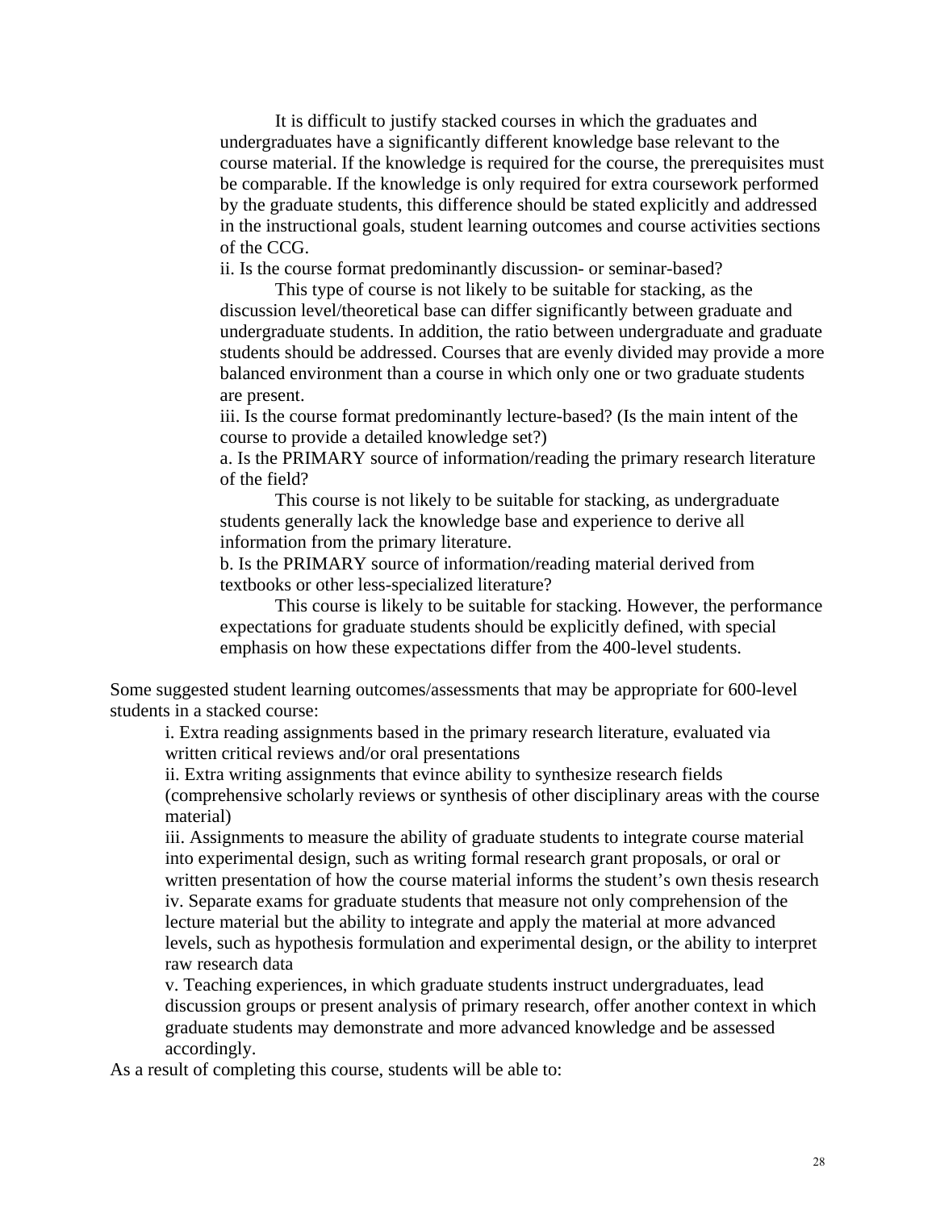It is difficult to justify stacked courses in which the graduates and undergraduates have a significantly different knowledge base relevant to the course material. If the knowledge is required for the course, the prerequisites must be comparable. If the knowledge is only required for extra coursework performed by the graduate students, this difference should be stated explicitly and addressed in the instructional goals, student learning outcomes and course activities sections of the CCG.

ii. Is the course format predominantly discussion- or seminar-based?

This type of course is not likely to be suitable for stacking, as the discussion level/theoretical base can differ significantly between graduate and undergraduate students. In addition, the ratio between undergraduate and graduate students should be addressed. Courses that are evenly divided may provide a more balanced environment than a course in which only one or two graduate students are present.

iii. Is the course format predominantly lecture-based? (Is the main intent of the course to provide a detailed knowledge set?)

a. Is the PRIMARY source of information/reading the primary research literature of the field?

This course is not likely to be suitable for stacking, as undergraduate students generally lack the knowledge base and experience to derive all information from the primary literature.

b. Is the PRIMARY source of information/reading material derived from textbooks or other less-specialized literature?

This course is likely to be suitable for stacking. However, the performance expectations for graduate students should be explicitly defined, with special emphasis on how these expectations differ from the 400-level students.

Some suggested student learning outcomes/assessments that may be appropriate for 600-level students in a stacked course:

i. Extra reading assignments based in the primary research literature, evaluated via written critical reviews and/or oral presentations

ii. Extra writing assignments that evince ability to synthesize research fields (comprehensive scholarly reviews or synthesis of other disciplinary areas with the course material)

iii. Assignments to measure the ability of graduate students to integrate course material into experimental design, such as writing formal research grant proposals, or oral or written presentation of how the course material informs the student's own thesis research

iv. Separate exams for graduate students that measure not only comprehension of the lecture material but the ability to integrate and apply the material at more advanced levels, such as hypothesis formulation and experimental design, or the ability to interpret raw research data

v. Teaching experiences, in which graduate students instruct undergraduates, lead discussion groups or present analysis of primary research, offer another context in which graduate students may demonstrate and more advanced knowledge and be assessed accordingly.

As a result of completing this course, students will be able to: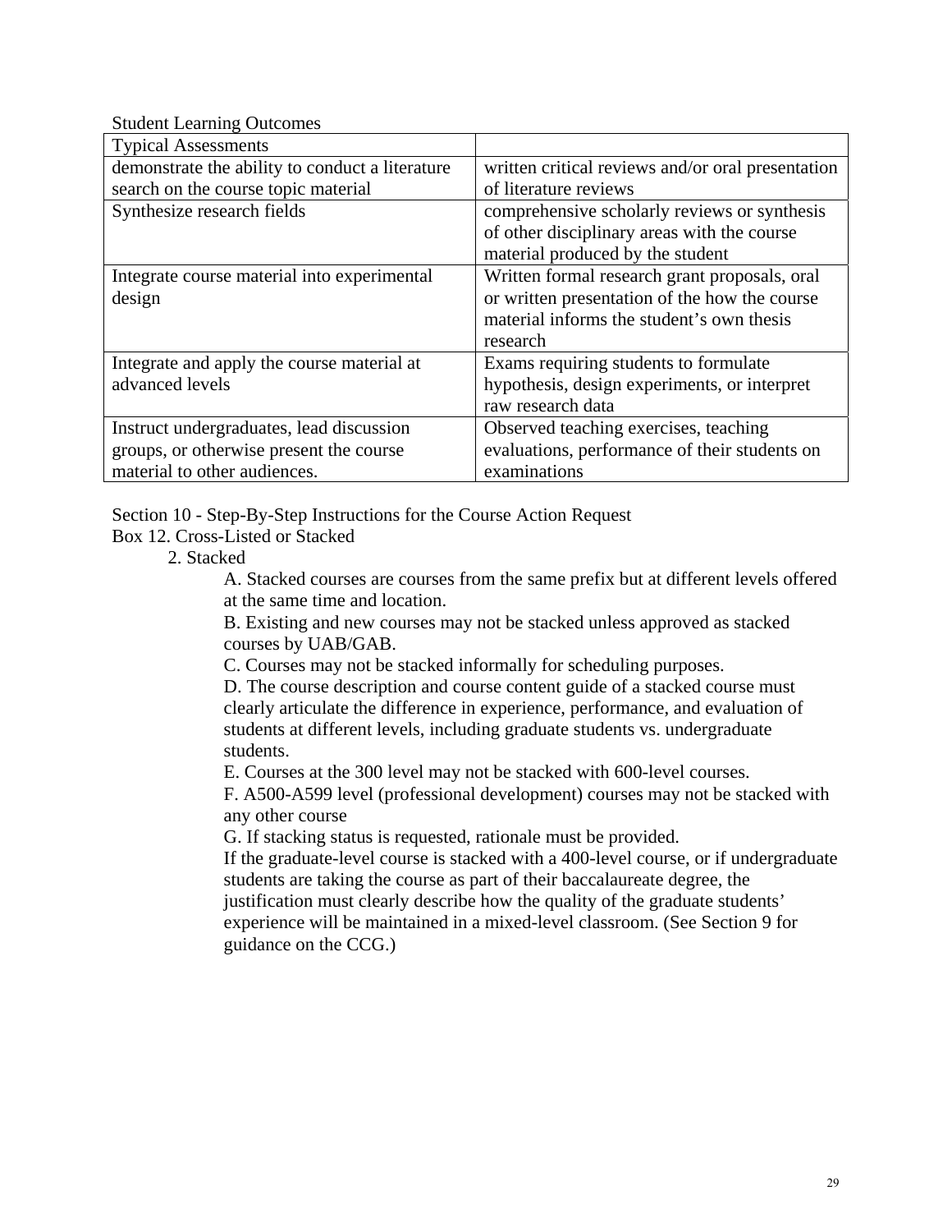Student Learning Outcomes

| Typical Assessments | |
|---|---|
| demonstrate the ability to conduct a literature search on the course topic material | written critical reviews and/or oral presentation of literature reviews |
| Synthesize research fields | comprehensive scholarly reviews or synthesis of other disciplinary areas with the course material produced by the student |
| Integrate course material into experimental design | Written formal research grant proposals, oral or written presentation of the how the course material informs the student's own thesis research |
| Integrate and apply the course material at advanced levels | Exams requiring students to formulate hypothesis, design experiments, or interpret raw research data |
| Instruct undergraduates, lead discussion groups, or otherwise present the course material to other audiences. | Observed teaching exercises, teaching evaluations, performance of their students on examinations |

Section 10 - Step-By-Step Instructions for the Course Action Request

Box 12. Cross-Listed or Stacked

2. Stacked

A. Stacked courses are courses from the same prefix but at different levels offered at the same time and location.

B. Existing and new courses may not be stacked unless approved as stacked courses by UAB/GAB.

C. Courses may not be stacked informally for scheduling purposes.

D. The course description and course content guide of a stacked course must clearly articulate the difference in experience, performance, and evaluation of students at different levels, including graduate students vs. undergraduate students.

E. Courses at the 300 level may not be stacked with 600-level courses.

F. A500-A599 level (professional development) courses may not be stacked with any other course

G. If stacking status is requested, rationale must be provided.

If the graduate-level course is stacked with a 400-level course, or if undergraduate students are taking the course as part of their baccalaureate degree, the justification must clearly describe how the quality of the graduate students' experience will be maintained in a mixed-level classroom. (See Section 9 for guidance on the CCG.)